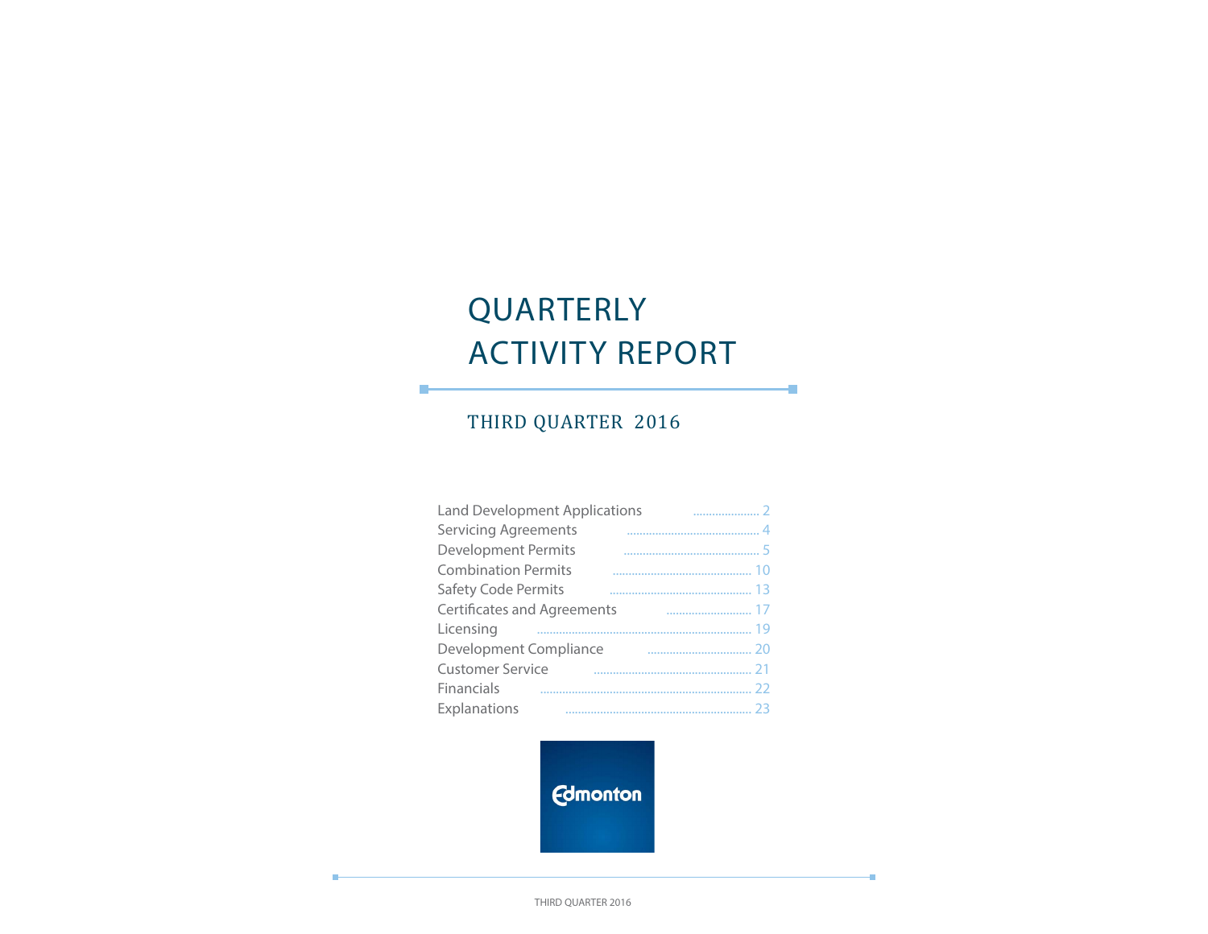# QUARTERLY ACTIVITY REPORT

## THIRD QUARTER 2016

Land Development Applications ..................... 2
Servicing Agreements ........................................ 4
Development Permits ......................................... 5
Combination Permits ......................................... 10
Safety Code Permits .......................................... 13
Certificates and Agreements ........................... 17
Licensing ................................................................ 19
Development Compliance ................................ 20
Customer Service ................................................ 21
Financials .............................................................. 22
Explanations ......................................................... 23

Edmonton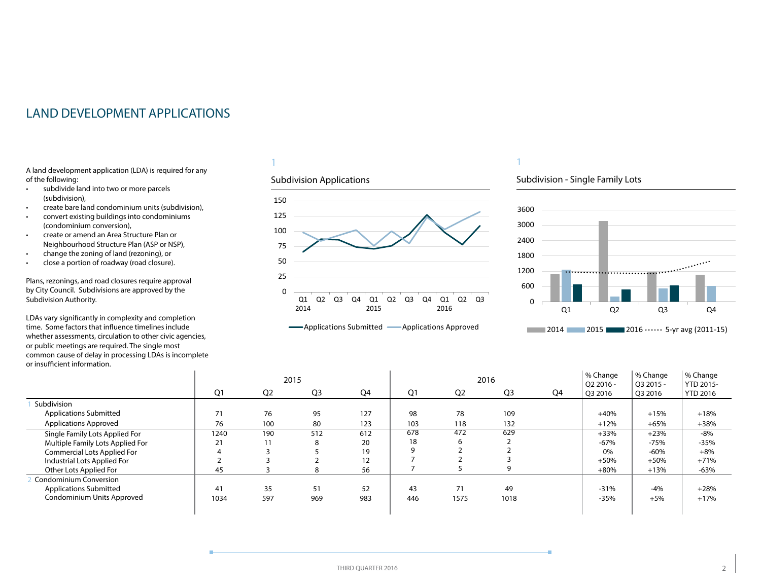# LAND DEVELOPMENT APPLICATIONS

A land development application (LDA) is required for any of the following:

- subdivide land into two or more parcels (subdivision),
- create bare land condominium units (subdivision),
- convert existing buildings into condominiums (condominium conversion),
- create or amend an Area Structure Plan or Neighbourhood Structure Plan (ASP or NSP),
- change the zoning of land (rezoning), or
- close a portion of roadway (road closure).

Plans, rezonings, and road closures require approval by City Council. Subdivisions are approved by the Subdivision Authority.

LDAs vary significantly in complexity and completion time. Some factors that influence timelines include whether assessments, circulation to other civic agencies, or public meetings are required. The single most common cause of delay in processing LDAs is incomplete or insufficient information.

1

Subdivision Applications

150
125
100
75
50
25
0
Q1 2014 Q2 Q3 Q4 Q1 2015 Q2 Q3 Q4 Q1 2016 Q2 Q3

Applications Submitted — Applications Approved

1

Subdivision - Single Family Lots

3600
3000
2400
1800
1200
600
0
Q1 Q2 Q3 Q4

2014 2015 2016 5-yr avg (2011-15)

| | 2015 | | | | 2016 | | | | % Change Q2 2016 - Q3 2016 | % Change Q3 2015 - Q3 2016 | % Change YTD 2015-YTD 2016 |
|---|---|---|---|---|---|---|---|---|---|---|---|
| | Q1 | Q2 | Q3 | Q4 | Q1 | Q2 | Q3 | Q4 | | | |
| 1 Subdivision | | | | | | | | | | | |
| Applications Submitted | 71 | 76 | 95 | 127 | 98 | 78 | 109 | | +40% | +15% | +18% |
| Applications Approved | 76 | 100 | 80 | 123 | 103 | 118 | 132 | | +12% | +65% | +38% |
| Single Family Lots Applied For | 1240 | 190 | 512 | 612 | 678 | 472 | 629 | | +33% | +23% | -8% |
| Multiple Family Lots Applied For | 21 | 11 | 8 | 20 | 18 | 6 | 2 | | -67% | -75% | -35% |
| Commercial Lots Applied For | 4 | 3 | 5 | 19 | 9 | 2 | 2 | | 0% | -60% | +8% |
| Industrial Lots Applied For | 2 | 3 | 2 | 12 | 7 | 2 | 3 | | +50% | +50% | +71% |
| Other Lots Applied For | 45 | 3 | 8 | 56 | 7 | 5 | 9 | | +80% | +13% | -63% |
| 2 Condominium Conversion | | | | | | | | | | | |
| Applications Submitted | 41 | 35 | 51 | 52 | 43 | 71 | 49 | | -31% | -4% | +28% |
| Condominium Units Approved | 1034 | 597 | 969 | 983 | 446 | 1575 | 1018 | | -35% | +5% | +17% |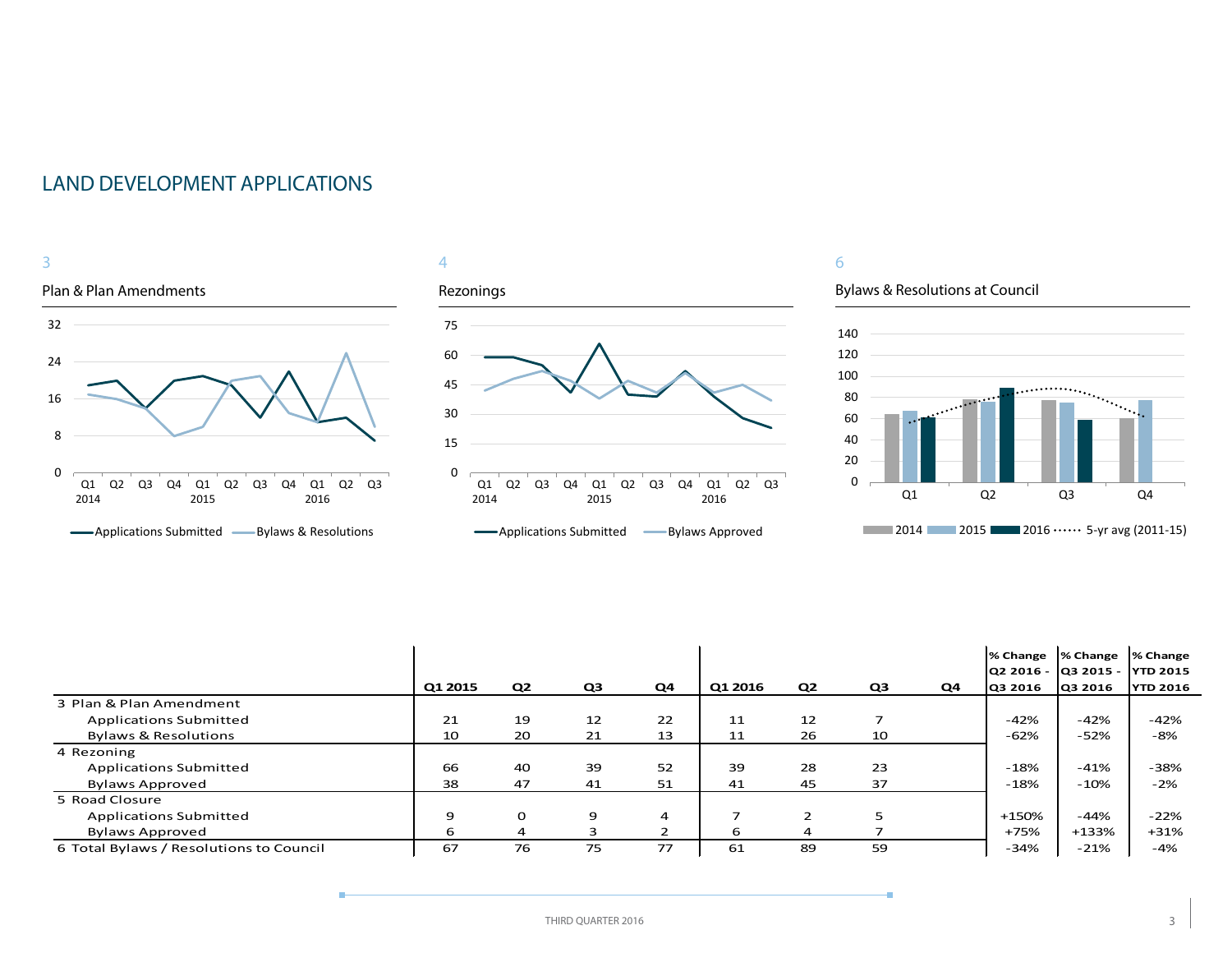## LAND DEVELOPMENT APPLICATIONS

3

Plan & Plan Amendments

4

Rezonings

6

Bylaws & Resolutions at Council

| | Q1 2015 | Q2 | Q3 | Q4 | Q1 2016 | Q2 | Q3 | Q4 | % Change Q2 2016 - Q3 2016 | % Change Q3 2015 - Q3 2016 | % Change YTD 2015 YTD 2016 |
|---|---|---|---|---|---|---|---|---|---|---|---|
| 3 Plan & Plan Amendment | | | | | | | | | | | |
| Applications Submitted | 21 | 19 | 12 | 22 | 11 | 12 | 7 | | -42% | -42% | -42% |
| Bylaws & Resolutions | 10 | 20 | 21 | 13 | 11 | 26 | 10 | | -62% | -52% | -8% |
| 4 Rezoning | | | | | | | | | | | |
| Applications Submitted | 66 | 40 | 39 | 52 | 39 | 28 | 23 | | -18% | -41% | -38% |
| Bylaws Approved | 38 | 47 | 41 | 51 | 41 | 45 | 37 | | -18% | -10% | -2% |
| 5 Road Closure | | | | | | | | | | | |
| Applications Submitted | 9 | 0 | 9 | 4 | 7 | 2 | 5 | | +150% | -44% | -22% |
| Bylaws Approved | 6 | 4 | 3 | 2 | 6 | 4 | 7 | | +75% | +133% | +31% |
| 6 Total Bylaws / Resolutions to Council | 67 | 76 | 75 | 77 | 61 | 89 | 59 | | -34% | -21% | -4% |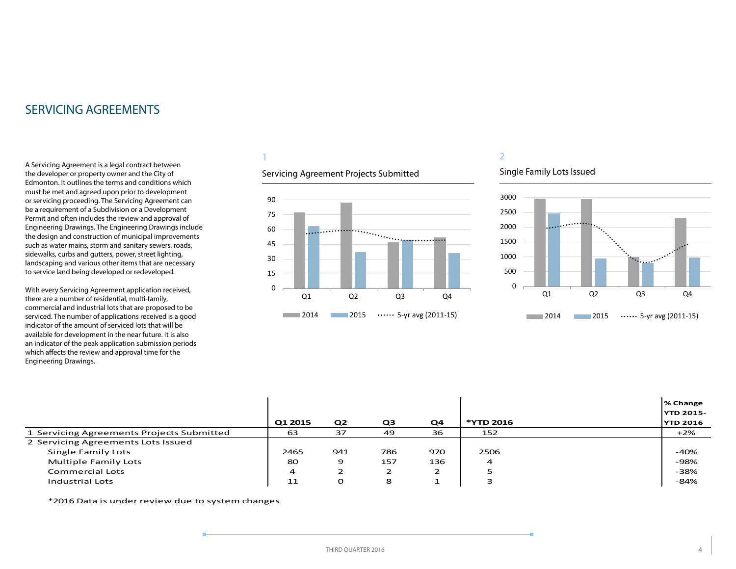# SERVICING AGREEMENTS

A Servicing Agreement is a legal contract between the developer or property owner and the City of Edmonton. It outlines the terms and conditions which must be met and agreed upon prior to development or servicing proceeding. The Servicing Agreement can be a requirement of a Subdivision or a Development Permit and often includes the review and approval of Engineering Drawings. The Engineering Drawings include the design and construction of municipal improvements such as water mains, storm and sanitary sewers, roads, sidewalks, curbs and gutters, power, street lighting, landscaping and various other items that are necessary to service land being developed or redeveloped.

With every Servicing Agreement application received, there are a number of residential, multi-family, commercial and industrial lots that are proposed to be serviced. The number of applications received is a good indicator of the amount of serviced lots that will be available for development in the near future. It is also an indicator of the peak application submission periods which affects the review and approval time for the Engineering Drawings.

1

Servicing Agreement Projects Submitted

90
75
60
45
30
15
0
Q1 Q2 Q3 Q4
2014 2015 5-yr avg (2011-15)

2

Single Family Lots Issued

3000
2500
2000
1500
1000
500
0
Q1 Q2 Q3 Q4
2014 2015 5-yr avg (2011-15)

| | Q1 2015 | Q2 | Q3 | Q4 | *YTD 2016 | % Change YTD 2015-YTD 2016 |
|---|---|---|---|---|---|---|
| 1 Servicing Agreements Projects Submitted | 63 | 37 | 49 | 36 | 152 | +2% |
| 2 Servicing Agreements Lots Issued | | | | | | |
| Single Family Lots | 2465 | 941 | 786 | 970 | 2506 | -40% |
| Multiple Family Lots | 80 | 9 | 157 | 136 | 4 | -98% |
| Commercial Lots | 4 | 2 | 2 | 2 | 5 | -38% |
| Industrial Lots | 11 | 0 | 8 | 1 | 3 | -84% |

*2016 Data is under review due to system changes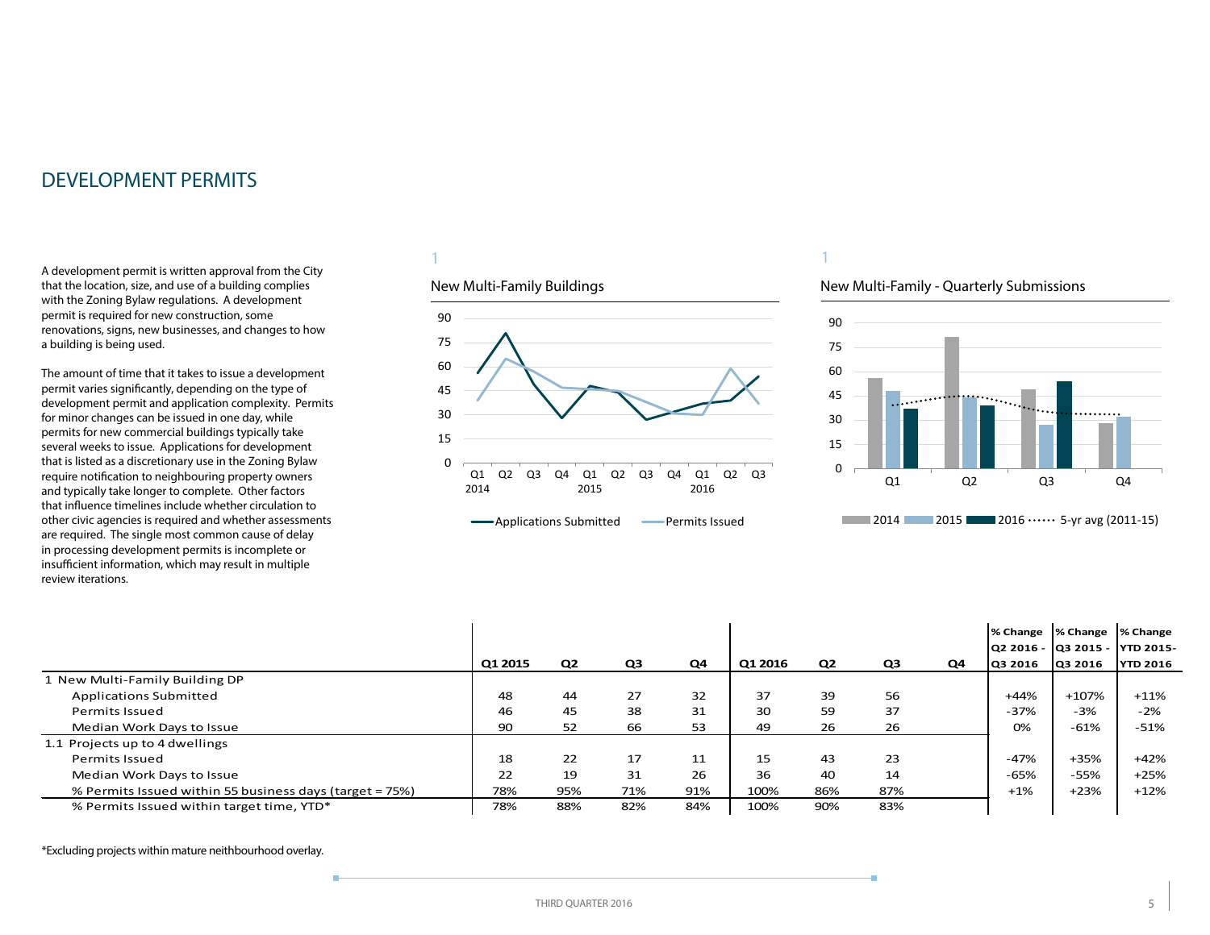# DEVELOPMENT PERMITS

A development permit is written approval from the City that the location, size, and use of a building complies with the Zoning Bylaw regulations. A development permit is required for new construction, some renovations, signs, new businesses, and changes to how a building is being used.

The amount of time that it takes to issue a development permit varies significantly, depending on the type of development permit and application complexity. Permits for minor changes can be issued in one day, while permits for new commercial buildings typically take several weeks to issue. Applications for development that is listed as a discretionary use in the Zoning Bylaw require notification to neighbouring property owners and typically take longer to complete. Other factors that influence timelines include whether circulation to other civic agencies is required and whether assessments are required. The single most common cause of delay in processing development permits is incomplete or insufficient information, which may result in multiple review iterations.

1

New Multi-Family Buildings

90
75
60
45
30
15
0

Q1 2014 Q2 Q3 Q4 Q1 2015 Q2 Q3 Q4 Q1 2016 Q2 Q3

Applications Submitted — Permits Issued

1

New Multi-Family - Quarterly Submissions

90
75
60
45
30
15
0

Q1 Q2 Q3 Q4

2014 2015 2016 5-yr avg (2011-15)

| | Q1 2015 | Q2 | Q3 | Q4 | Q1 2016 | Q2 | Q3 | Q4 | % Change Q2 2016 - Q3 2016 | % Change Q3 2015 - Q3 2016 | % Change YTD 2015-YTD 2016 |
|---|---|---|---|---|---|---|---|---|---|---|---|
| 1 New Multi-Family Building DP | | | | | | | | | | | |
| Applications Submitted | 48 | 44 | 27 | 32 | 37 | 39 | 56 | | +44% | +107% | +11% |
| Permits Issued | 46 | 45 | 38 | 31 | 30 | 59 | 37 | | -37% | -3% | -2% |
| Median Work Days to Issue | 90 | 52 | 66 | 53 | 49 | 26 | 26 | | 0% | -61% | -51% |
| 1.1 Projects up to 4 dwellings | | | | | | | | | | | |
| Permits Issued | 18 | 22 | 17 | 11 | 15 | 43 | 23 | | -47% | +35% | +42% |
| Median Work Days to Issue | 22 | 19 | 31 | 26 | 36 | 40 | 14 | | -65% | -55% | +25% |
| % Permits Issued within 55 business days (target = 75%) | 78% | 95% | 71% | 91% | 100% | 86% | 87% | | +1% | +23% | +12% |
| % Permits Issued within target time, YTD* | 78% | 88% | 82% | 84% | 100% | 90% | 83% | | | | |

*Excluding projects within mature neithbourhood overlay.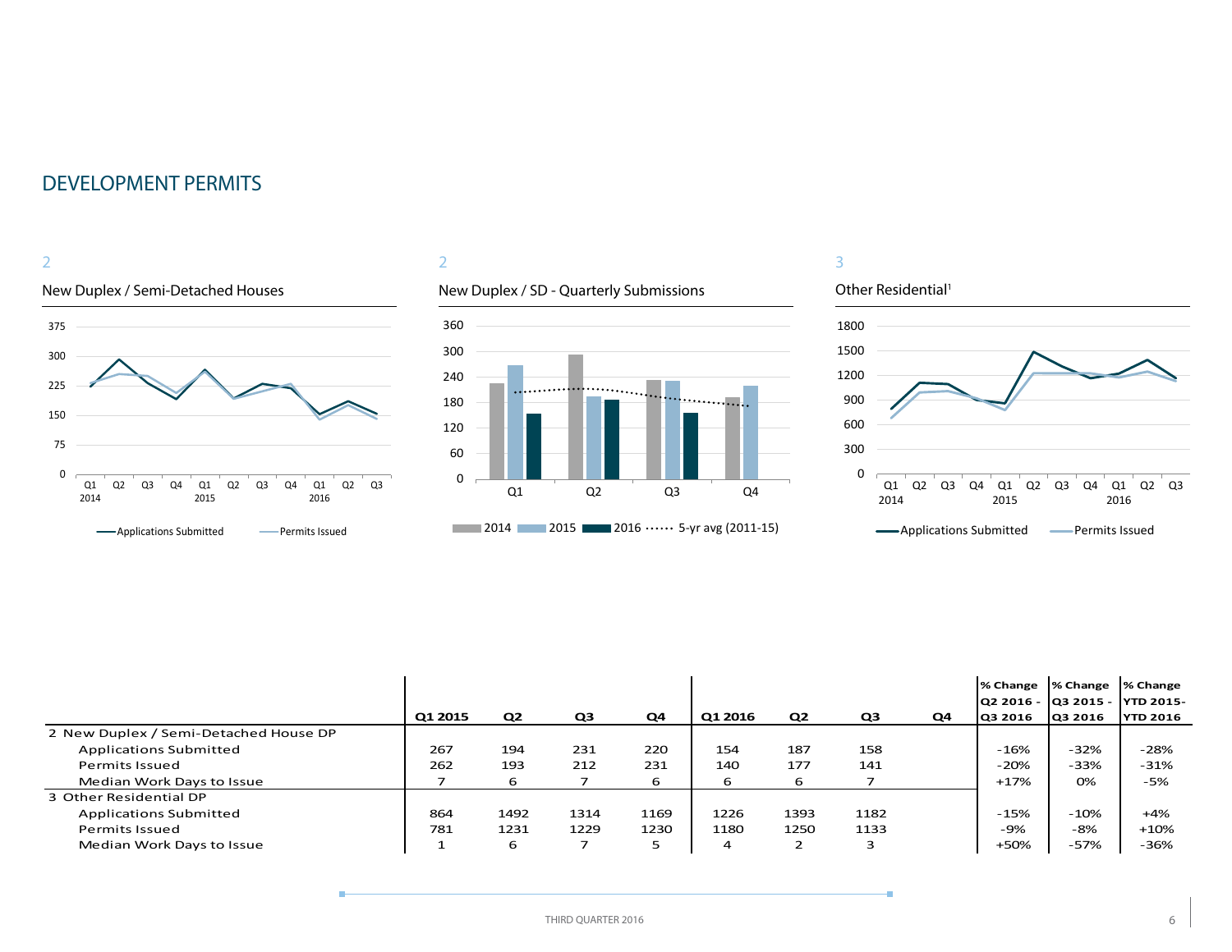## DEVELOPMENT PERMITS

2

New Duplex / Semi-Detached Houses

375
300
225
150
75
0

Q1 2014 Q2 Q3 Q4 Q1 2015 Q2 Q3 Q4 Q1 2016 Q2 Q3

Applications Submitted    Permits Issued

2

New Duplex / SD - Quarterly Submissions

360
300
240
180
120
60
0

Q1 Q2 Q3 Q4

2014  2015  2016  5-yr avg (2011-15)

3

Other Residential[1]

1800
1500
1200
900
600
300
0

Q1 2014 Q2 Q3 Q4 Q1 2015 Q2 Q3 Q4 Q1 2016 Q2 Q3

Applications Submitted    Permits Issued

| | Q1 2015 | Q2 | Q3 | Q4 | Q1 2016 | Q2 | Q3 | Q4 | % Change Q2 2016 - Q3 2016 | % Change Q3 2015 - Q3 2016 | % Change YTD 2015- YTD 2016 |
|---|---|---|---|---|---|---|---|---|---|---|---|
| 2 New Duplex / Semi-Detached House DP | | | | | | | | | | | |
| Applications Submitted | 267 | 194 | 231 | 220 | 154 | 187 | 158 | | -16% | -32% | -28% |
| Permits Issued | 262 | 193 | 212 | 231 | 140 | 177 | 141 | | -20% | -33% | -31% |
| Median Work Days to Issue | 7 | 6 | 7 | 6 | 6 | 6 | 7 | | +17% | 0% | -5% |
| 3 Other Residential DP | | | | | | | | | | | |
| Applications Submitted | 864 | 1492 | 1314 | 1169 | 1226 | 1393 | 1182 | | -15% | -10% | +4% |
| Permits Issued | 781 | 1231 | 1229 | 1230 | 1180 | 1250 | 1133 | | -9% | -8% | +10% |
| Median Work Days to Issue | 1 | 6 | 7 | 5 | 4 | 2 | 3 | | +50% | -57% | -36% |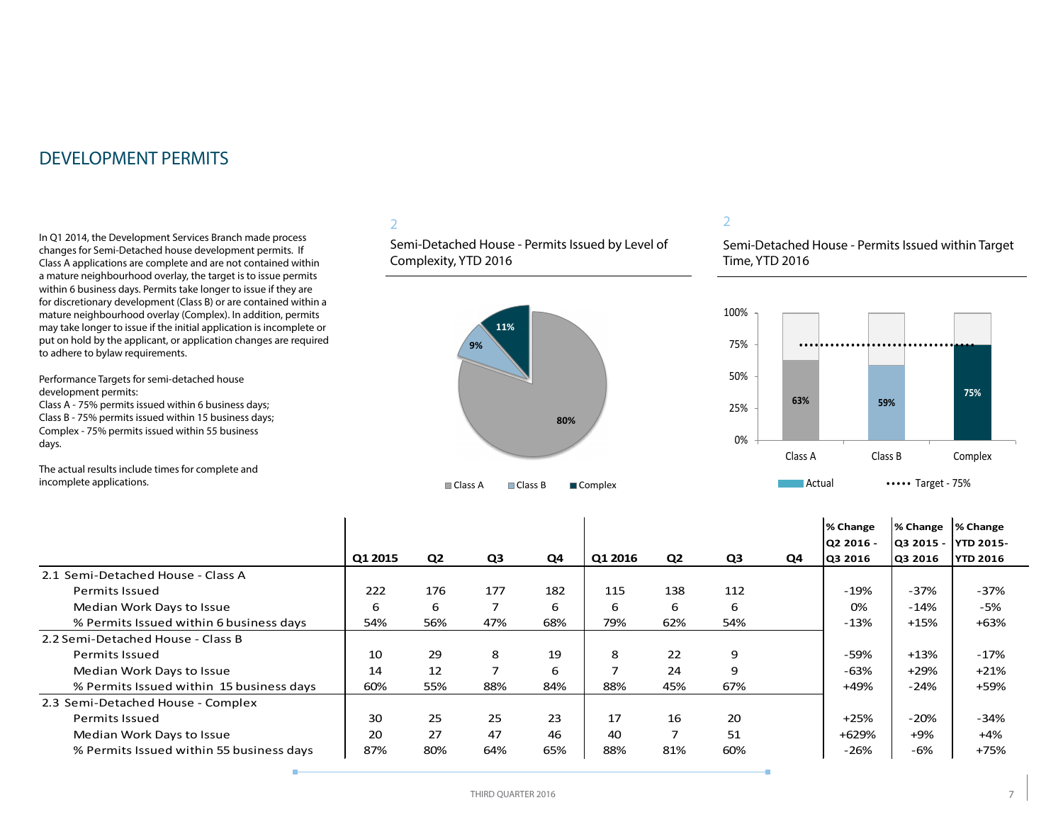# DEVELOPMENT PERMITS

In Q1 2014, the Development Services Branch made process changes for Semi-Detached house development permits. If Class A applications are complete and are not contained within a mature neighbourhood overlay, the target is to issue permits within 6 business days. Permits take longer to issue if they are for discretionary development (Class B) or are contained within a mature neighbourhood overlay (Complex). In addition, permits may take longer to issue if the initial application is incomplete or put on hold by the applicant, or application changes are required to adhere to bylaw requirements.

Performance Targets for semi-detached house development permits:
Class A - 75% permits issued within 6 business days;
Class B - 75% permits issued within 15 business days;
Complex - 75% permits issued within 55 business days.

The actual results include times for complete and incomplete applications.

2

Semi-Detached House - Permits Issued by Level of Complexity, YTD 2016

11%
9%
80%

Class A  Class B  Complex

2

Semi-Detached House - Permits Issued within Target Time, YTD 2016

100%
75%
50%
25%
0%

63%
59%
75%

Class A  Class B  Complex

Actual  Target - 75%

| | Q1 2015 | Q2 | Q3 | Q4 | Q1 2016 | Q2 | Q3 | Q4 | % Change Q2 2016 - Q3 2016 | % Change Q3 2015 - Q3 2016 | % Change YTD 2015- YTD 2016 |
|---|---|---|---|---|---|---|---|---|---|---|---|
| 2.1 Semi-Detached House - Class A | | | | | | | | | | | |
| Permits Issued | 222 | 176 | 177 | 182 | 115 | 138 | 112 | | -19% | -37% | -37% |
| Median Work Days to Issue | 6 | 6 | 7 | 6 | 6 | 6 | 6 | | 0% | -14% | -5% |
| % Permits Issued within 6 business days | 54% | 56% | 47% | 68% | 79% | 62% | 54% | | -13% | +15% | +63% |
| 2.2 Semi-Detached House - Class B | | | | | | | | | | | |
| Permits Issued | 10 | 29 | 8 | 19 | 8 | 22 | 9 | | -59% | +13% | -17% |
| Median Work Days to Issue | 14 | 12 | 7 | 6 | 7 | 24 | 9 | | -63% | +29% | +21% |
| % Permits Issued within 15 business days | 60% | 55% | 88% | 84% | 88% | 45% | 67% | | +49% | -24% | +59% |
| 2.3 Semi-Detached House - Complex | | | | | | | | | | | |
| Permits Issued | 30 | 25 | 25 | 23 | 17 | 16 | 20 | | +25% | -20% | -34% |
| Median Work Days to Issue | 20 | 27 | 47 | 46 | 40 | 7 | 51 | | +629% | +9% | +4% |
| % Permits Issued within 55 business days | 87% | 80% | 64% | 65% | 88% | 81% | 60% | | -26% | -6% | +75% |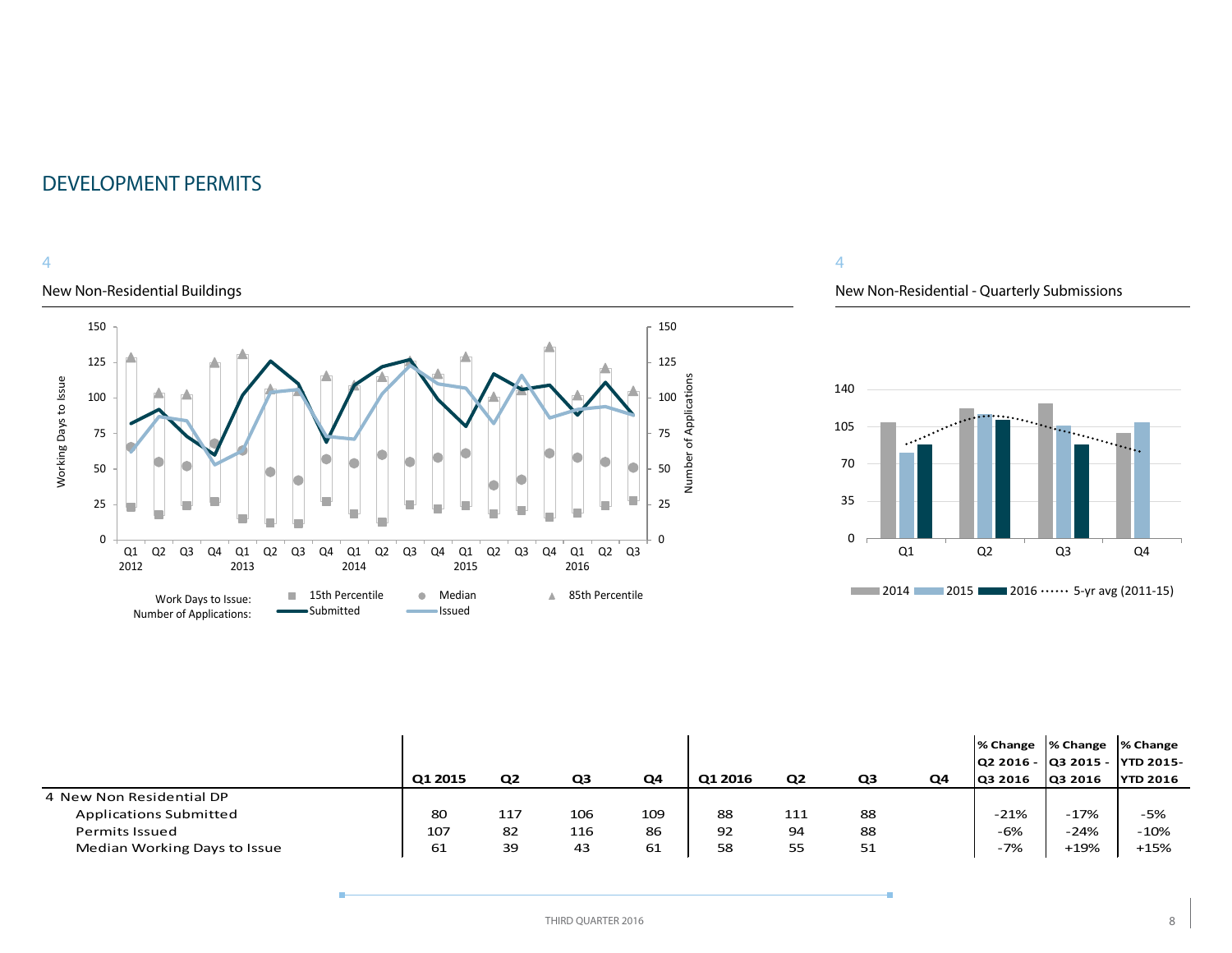# DEVELOPMENT PERMITS

4

## New Non-Residential Buildings

150
125
100
75
50
25
0

Working Days to Issue

Number of Applications

Q1 2012 Q2 Q3 Q4 Q1 2013 Q2 Q3 Q4 Q1 2014 Q2 Q3 Q4 Q1 2015 Q2 Q3 Q4 Q1 2016 Q2 Q3

Work Days to Issue: 15th Percentile, Median, 85th Percentile

Number of Applications: Submitted, Issued

4

## New Non-Residential - Quarterly Submissions

140
105
70
35
0

Q1 Q2 Q3 Q4

2014 2015 2016 5-yr avg (2011-15)

| | Q1 2015 | Q2 | Q3 | Q4 | Q1 2016 | Q2 | Q3 | Q4 | % Change Q2 2016 - Q3 2016 | % Change Q3 2015 - Q3 2016 | % Change YTD 2015- YTD 2016 |
|---|---|---|---|---|---|---|---|---|---|---|---|
| 4 New Non Residential DP | | | | | | | | | | | |
| Applications Submitted | 80 | 117 | 106 | 109 | 88 | 111 | 88 | | -21% | -17% | -5% |
| Permits Issued | 107 | 82 | 116 | 86 | 92 | 94 | 88 | | -6% | -24% | -10% |
| Median Working Days to Issue | 61 | 39 | 43 | 61 | 58 | 55 | 51 | | -7% | +19% | +15% |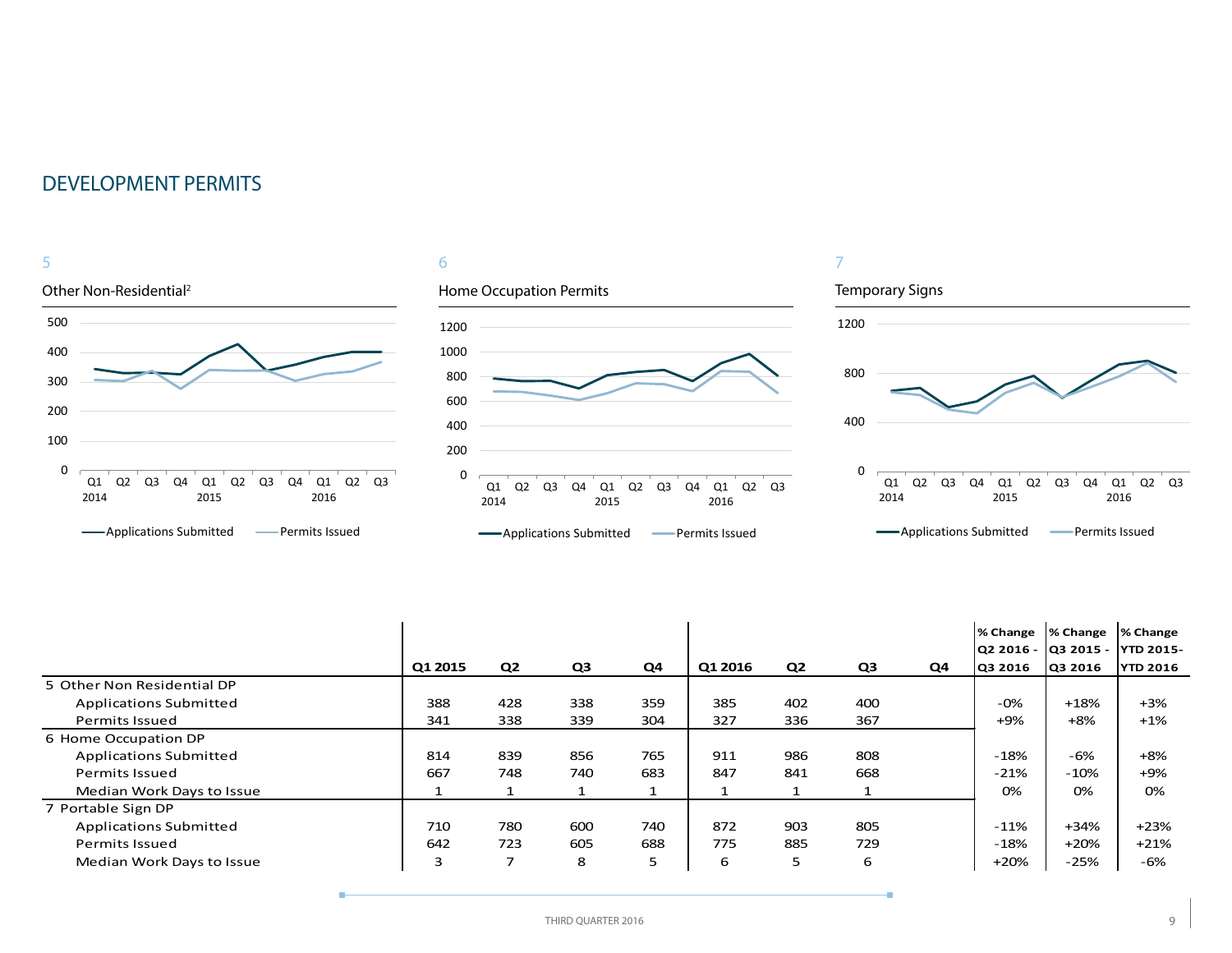## DEVELOPMENT PERMITS

5

Other Non-Residential[2]

500
400
300
200
100
0

Q1 Q2 Q3 Q4 Q1 Q2 Q3 Q4 Q1 Q2 Q3
2014 2015 2016

Applications Submitted
Permits Issued

6

Home Occupation Permits

1200
1000
800
600
400
200
0

Q1 Q2 Q3 Q4 Q1 Q2 Q3 Q4 Q1 Q2 Q3
2014 2015 2016

Applications Submitted
Permits Issued

7

Temporary Signs

1200
800
400
0

Q1 Q2 Q3 Q4 Q1 Q2 Q3 Q4 Q1 Q2 Q3
2014 2015 2016

Applications Submitted
Permits Issued

| | Q1 2015 | Q2 | Q3 | Q4 | Q1 2016 | Q2 | Q3 | Q4 | % Change Q2 2016 - Q3 2016 | % Change Q3 2015 - Q3 2016 | % Change YTD 2015-YTD 2016 |
|---|---|---|---|---|---|---|---|---|---|---|---|
| 5 Other Non Residential DP | | | | | | | | | | | |
| Applications Submitted | 388 | 428 | 338 | 359 | 385 | 402 | 400 | | -0% | +18% | +3% |
| Permits Issued | 341 | 338 | 339 | 304 | 327 | 336 | 367 | | +9% | +8% | +1% |
| 6 Home Occupation DP | | | | | | | | | | | |
| Applications Submitted | 814 | 839 | 856 | 765 | 911 | 986 | 808 | | -18% | -6% | +8% |
| Permits Issued | 667 | 748 | 740 | 683 | 847 | 841 | 668 | | -21% | -10% | +9% |
| Median Work Days to Issue | 1 | 1 | 1 | 1 | 1 | 1 | 1 | | 0% | 0% | 0% |
| 7 Portable Sign DP | | | | | | | | | | | |
| Applications Submitted | 710 | 780 | 600 | 740 | 872 | 903 | 805 | | -11% | +34% | +23% |
| Permits Issued | 642 | 723 | 605 | 688 | 775 | 885 | 729 | | -18% | +20% | +21% |
| Median Work Days to Issue | 3 | 7 | 8 | 5 | 6 | 5 | 6 | | +20% | -25% | -6% |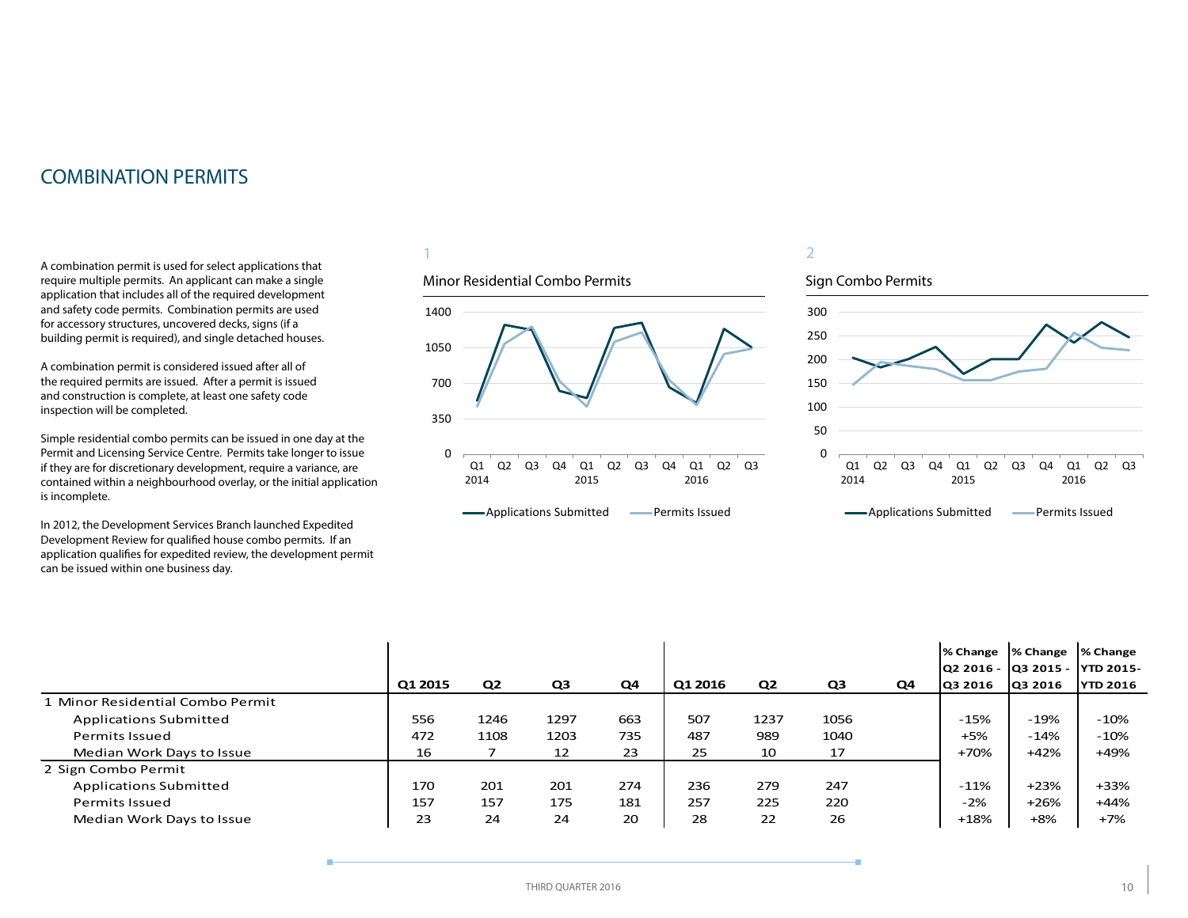# COMBINATION PERMITS

A combination permit is used for select applications that require multiple permits. An applicant can make a single application that includes all of the required development and safety code permits. Combination permits are used for accessory structures, uncovered decks, signs (if a building permit is required), and single detached houses.

A combination permit is considered issued after all of the required permits are issued. After a permit is issued and construction is complete, at least one safety code inspection will be completed.

Simple residential combo permits can be issued in one day at the Permit and Licensing Service Centre. Permits take longer to issue if they are for discretionary development, require a variance, are contained within a neighbourhood overlay, or the initial application is incomplete.

In 2012, the Development Services Branch launched Expedited Development Review for qualified house combo permits. If an application qualifies for expedited review, the development permit can be issued within one business day.

1

Minor Residential Combo Permits

1400
1050
700
350
0

Q1 2014 Q2 Q3 Q4 Q1 2015 Q2 Q3 Q4 Q1 2016 Q2 Q3

Applications Submitted
Permits Issued

2

Sign Combo Permits

300
250
200
150
100
50
0

Q1 2014 Q2 Q3 Q4 Q1 2015 Q2 Q3 Q4 Q1 2016 Q2 Q3

Applications Submitted
Permits Issued

| | Q1 2015 | Q2 | Q3 | Q4 | Q1 2016 | Q2 | Q3 | Q4 | % Change Q2 2016 - Q3 2016 | % Change Q3 2015 - Q3 2016 | % Change YTD 2015-YTD 2016 |
|---|---|---|---|---|---|---|---|---|---|---|---|
| 1 Minor Residential Combo Permit | | | | | | | | | | | |
| Applications Submitted | 556 | 1246 | 1297 | 663 | 507 | 1237 | 1056 | | -15% | -19% | -10% |
| Permits Issued | 472 | 1108 | 1203 | 735 | 487 | 989 | 1040 | | +5% | -14% | -10% |
| Median Work Days to Issue | 16 | 7 | 12 | 23 | 25 | 10 | 17 | | +70% | +42% | +49% |
| 2 Sign Combo Permit | | | | | | | | | | | |
| Applications Submitted | 170 | 201 | 201 | 274 | 236 | 279 | 247 | | -11% | +23% | +33% |
| Permits Issued | 157 | 157 | 175 | 181 | 257 | 225 | 220 | | -2% | +26% | +44% |
| Median Work Days to Issue | 23 | 24 | 24 | 20 | 28 | 22 | 26 | | +18% | +8% | +7% |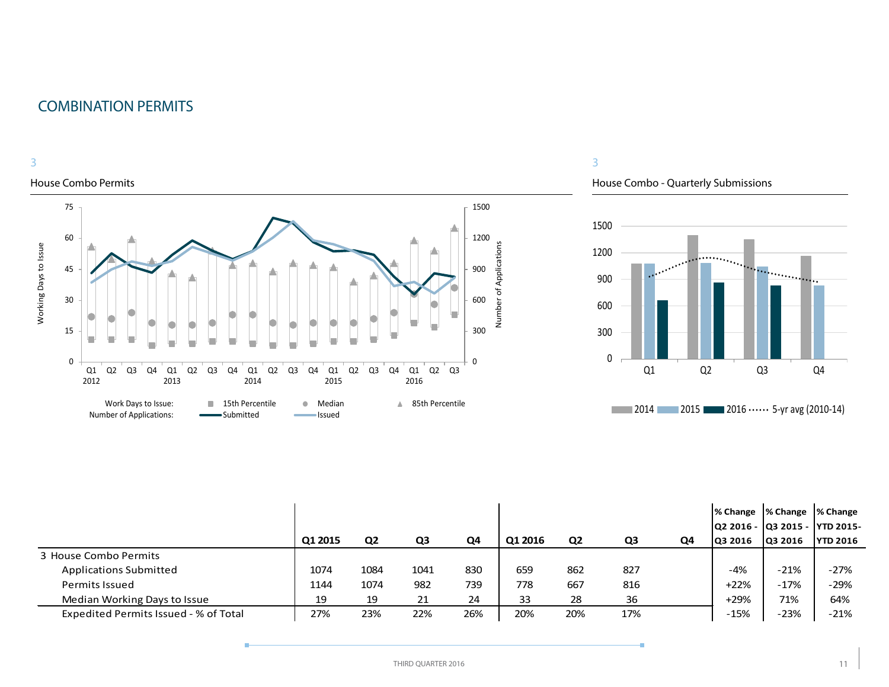## COMBINATION PERMITS

3

House Combo Permits

75
60
45
30
15
0

Working Days to Issue

1500
1200
900
600
300
0

Number of Applications

Q1 2012 Q2 Q3 Q4 Q1 2013 Q2 Q3 Q4 Q1 2014 Q2 Q3 Q4 Q1 2015 Q2 Q3 Q4 Q1 2016 Q2 Q3

Work Days to Issue: 15th Percentile Median 85th Percentile

Number of Applications: Submitted Issued

3

House Combo - Quarterly Submissions

1500
1200
900
600
300
0

Q1 Q2 Q3 Q4

2014 2015 2016 5-yr avg (2010-14)

| | Q1 2015 | Q2 | Q3 | Q4 | Q1 2016 | Q2 | Q3 | Q4 | % Change Q2 2016 - Q3 2016 | % Change Q3 2015 - Q3 2016 | % Change YTD 2015- YTD 2016 |
|---|---|---|---|---|---|---|---|---|---|---|---|
| 3 House Combo Permits | | | | | | | | | | | |
| Applications Submitted | 1074 | 1084 | 1041 | 830 | 659 | 862 | 827 | | -4% | -21% | -27% |
| Permits Issued | 1144 | 1074 | 982 | 739 | 778 | 667 | 816 | | +22% | -17% | -29% |
| Median Working Days to Issue | 19 | 19 | 21 | 24 | 33 | 28 | 36 | | +29% | 71% | 64% |
| Expedited Permits Issued - % of Total | 27% | 23% | 22% | 26% | 20% | 20% | 17% | | -15% | -23% | -21% |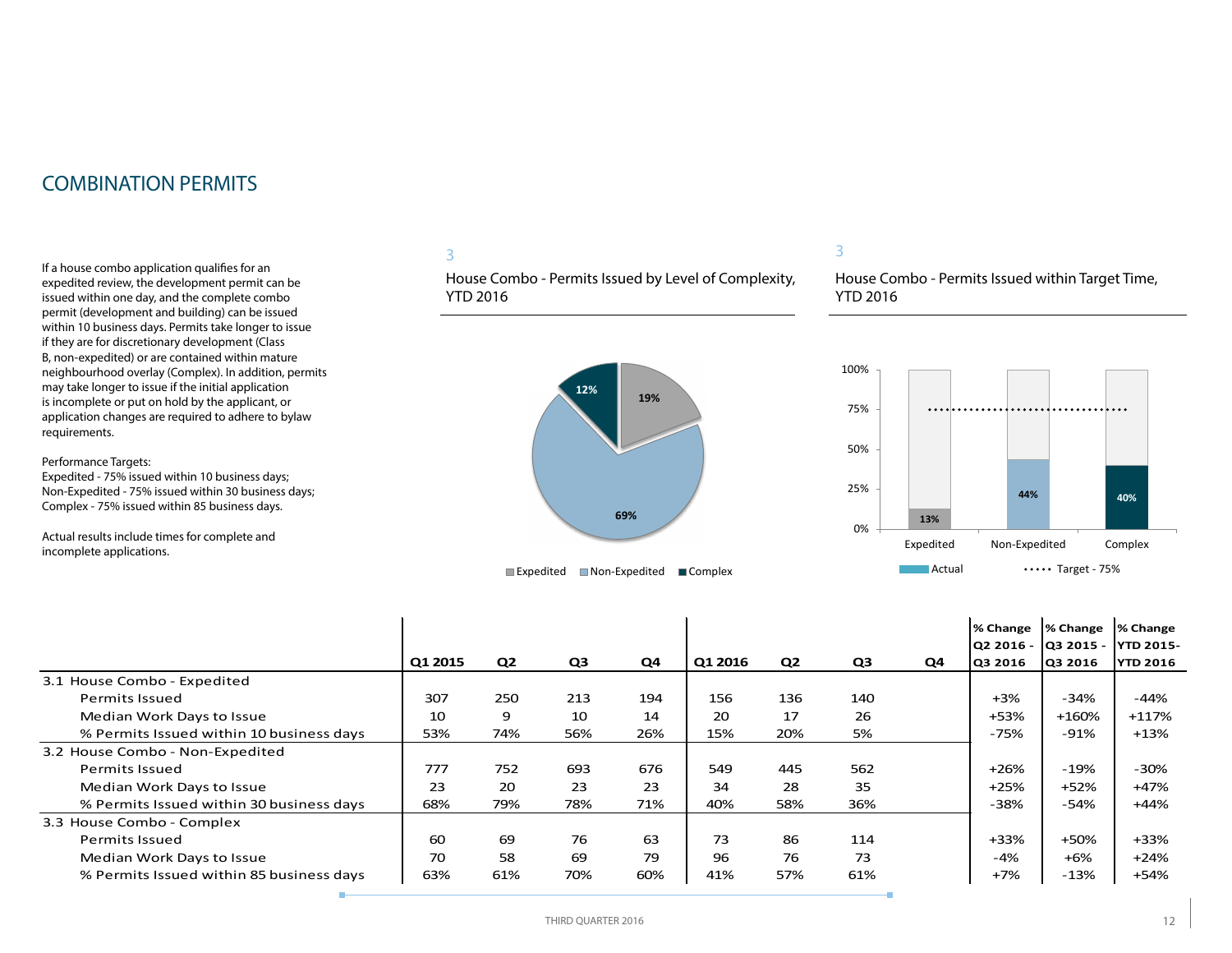# COMBINATION PERMITS

If a house combo application qualifies for an expedited review, the development permit can be issued within one day, and the complete combo permit (development and building) can be issued within 10 business days. Permits take longer to issue if they are for discretionary development (Class B, non-expedited) or are contained within mature neighbourhood overlay (Complex). In addition, permits may take longer to issue if the initial application is incomplete or put on hold by the applicant, or application changes are required to adhere to bylaw requirements.

Performance Targets:
Expedited - 75% issued within 10 business days;
Non-Expedited - 75% issued within 30 business days;
Complex - 75% issued within 85 business days.

Actual results include times for complete and incomplete applications.

3

House Combo - Permits Issued by Level of Complexity, YTD 2016

| Level of Complexity | % |
|---|---|
| Expedited | 19% |
| Non-Expedited | 69% |
| Complex | 12% |

3

House Combo - Permits Issued within Target Time, YTD 2016

| | Expedited | Non-Expedited | Complex |
|---|---|---|---|
| Actual | 13% | 44% | 40% |
| Target - 75% | 75% | 75% | 75% |

| | Q1 2015 | Q2 | Q3 | Q4 | Q1 2016 | Q2 | Q3 | Q4 | % Change Q2 2016 - Q3 2016 | % Change Q3 2015 - Q3 2016 | % Change YTD 2015- YTD 2016 |
|---|---|---|---|---|---|---|---|---|---|---|---|
| 3.1 House Combo - Expedited | | | | | | | | | | | |
| Permits Issued | 307 | 250 | 213 | 194 | 156 | 136 | 140 | | +3% | -34% | -44% |
| Median Work Days to Issue | 10 | 9 | 10 | 14 | 20 | 17 | 26 | | +53% | +160% | +117% |
| % Permits Issued within 10 business days | 53% | 74% | 56% | 26% | 15% | 20% | 5% | | -75% | -91% | +13% |
| 3.2 House Combo - Non-Expedited | | | | | | | | | | | |
| Permits Issued | 777 | 752 | 693 | 676 | 549 | 445 | 562 | | +26% | -19% | -30% |
| Median Work Days to Issue | 23 | 20 | 23 | 23 | 34 | 28 | 35 | | +25% | +52% | +47% |
| % Permits Issued within 30 business days | 68% | 79% | 78% | 71% | 40% | 58% | 36% | | -38% | -54% | +44% |
| 3.3 House Combo - Complex | | | | | | | | | | | |
| Permits Issued | 60 | 69 | 76 | 63 | 73 | 86 | 114 | | +33% | +50% | +33% |
| Median Work Days to Issue | 70 | 58 | 69 | 79 | 96 | 76 | 73 | | -4% | +6% | +24% |
| % Permits Issued within 85 business days | 63% | 61% | 70% | 60% | 41% | 57% | 61% | | +7% | -13% | +54% |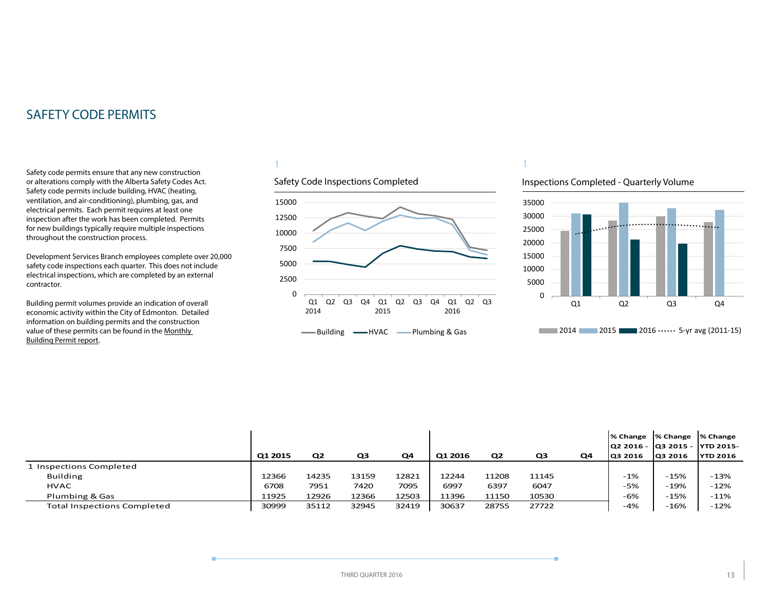# SAFETY CODE PERMITS

Safety code permits ensure that any new construction or alterations comply with the Alberta Safety Codes Act. Safety code permits include building, HVAC (heating, ventilation, and air-conditioning), plumbing, gas, and electrical permits. Each permit requires at least one inspection after the work has been completed. Permits for new buildings typically require multiple inspections throughout the construction process.

Development Services Branch employees complete over 20,000 safety code inspections each quarter. This does not include electrical inspections, which are completed by an external contractor.

Building permit volumes provide an indication of overall economic activity within the City of Edmonton. Detailed information on building permits and the construction value of these permits can be found in the Monthly Building Permit report.

1

Safety Code Inspections Completed

15000
12500
10000
7500
5000
2500
0

Q1 2014 Q2 Q3 Q4 Q1 2015 Q2 Q3 Q4 Q1 2016 Q2 Q3

Building HVAC Plumbing & Gas

1

Inspections Completed - Quarterly Volume

35000
30000
25000
20000
15000
10000
5000
0

Q1 Q2 Q3 Q4

2014 2015 2016 5-yr avg (2011-15)

| | Q1 2015 | Q2 | Q3 | Q4 | Q1 2016 | Q2 | Q3 | Q4 | % Change Q2 2016 - Q3 2016 | % Change Q3 2015 - Q3 2016 | % Change YTD 2015-YTD 2016 |
|---|---|---|---|---|---|---|---|---|---|---|---|
| 1 Inspections Completed | | | | | | | | | | | |
| Building | 12366 | 14235 | 13159 | 12821 | 12244 | 11208 | 11145 | | -1% | -15% | -13% |
| HVAC | 6708 | 7951 | 7420 | 7095 | 6997 | 6397 | 6047 | | -5% | -19% | -12% |
| Plumbing & Gas | 11925 | 12926 | 12366 | 12503 | 11396 | 11150 | 10530 | | -6% | -15% | -11% |
| Total Inspections Completed | 30999 | 35112 | 32945 | 32419 | 30637 | 28755 | 27722 | | -4% | -16% | -12% |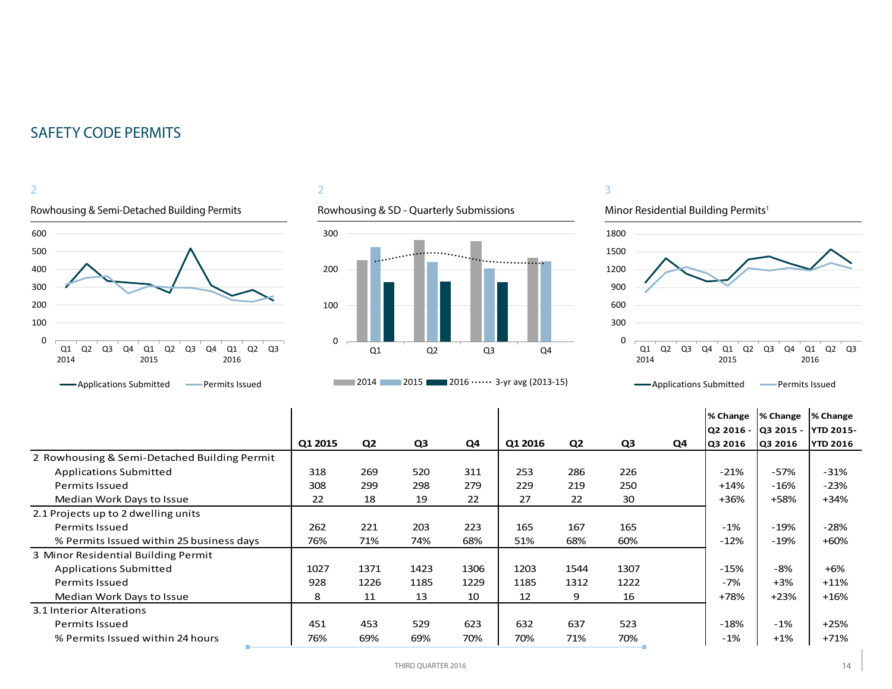## SAFETY CODE PERMITS

2

Rowhousing & Semi-Detached Building Permits

600
500
400
300
200
100
0

Q1 Q2 Q3 Q4 Q1 Q2 Q3 Q4 Q1 Q2 Q3
2014 2015 2016

Applications Submitted
Permits Issued

2

Rowhousing & SD - Quarterly Submissions

300
200
100
0

Q1 Q2 Q3 Q4

2014 2015 2016 3-yr avg (2013-15)

3

Minor Residential Building Permits[1]

1800
1500
1200
900
600
300
0

Q1 Q2 Q3 Q4 Q1 Q2 Q3 Q4 Q1 Q2 Q3
2014 2015 2016

Applications Submitted
Permits Issued

| | Q1 2015 | Q2 | Q3 | Q4 | Q1 2016 | Q2 | Q3 | Q4 | % Change Q2 2016 - Q3 2016 | % Change Q3 2015 - Q3 2016 | % Change YTD 2015- YTD 2016 |
|---|---|---|---|---|---|---|---|---|---|---|---|
| 2 Rowhousing & Semi-Detached Building Permit | | | | | | | | | | | |
| Applications Submitted | 318 | 269 | 520 | 311 | 253 | 286 | 226 | | -21% | -57% | -31% |
| Permits Issued | 308 | 299 | 298 | 279 | 229 | 219 | 250 | | +14% | -16% | -23% |
| Median Work Days to Issue | 22 | 18 | 19 | 22 | 27 | 22 | 30 | | +36% | +58% | +34% |
| 2.1 Projects up to 2 dwelling units | | | | | | | | | | | |
| Permits Issued | 262 | 221 | 203 | 223 | 165 | 167 | 165 | | -1% | -19% | -28% |
| % Permits Issued within 25 business days | 76% | 71% | 74% | 68% | 51% | 68% | 60% | | -12% | -19% | +60% |
| 3 Minor Residential Building Permit | | | | | | | | | | | |
| Applications Submitted | 1027 | 1371 | 1423 | 1306 | 1203 | 1544 | 1307 | | -15% | -8% | +6% |
| Permits Issued | 928 | 1226 | 1185 | 1229 | 1185 | 1312 | 1222 | | -7% | +3% | +11% |
| Median Work Days to Issue | 8 | 11 | 13 | 10 | 12 | 9 | 16 | | +78% | +23% | +16% |
| 3.1 Interior Alterations | | | | | | | | | | | |
| Permits Issued | 451 | 453 | 529 | 623 | 632 | 637 | 523 | | -18% | -1% | +25% |
| % Permits Issued within 24 hours | 76% | 69% | 69% | 70% | 70% | 71% | 70% | | -1% | +1% | +71% |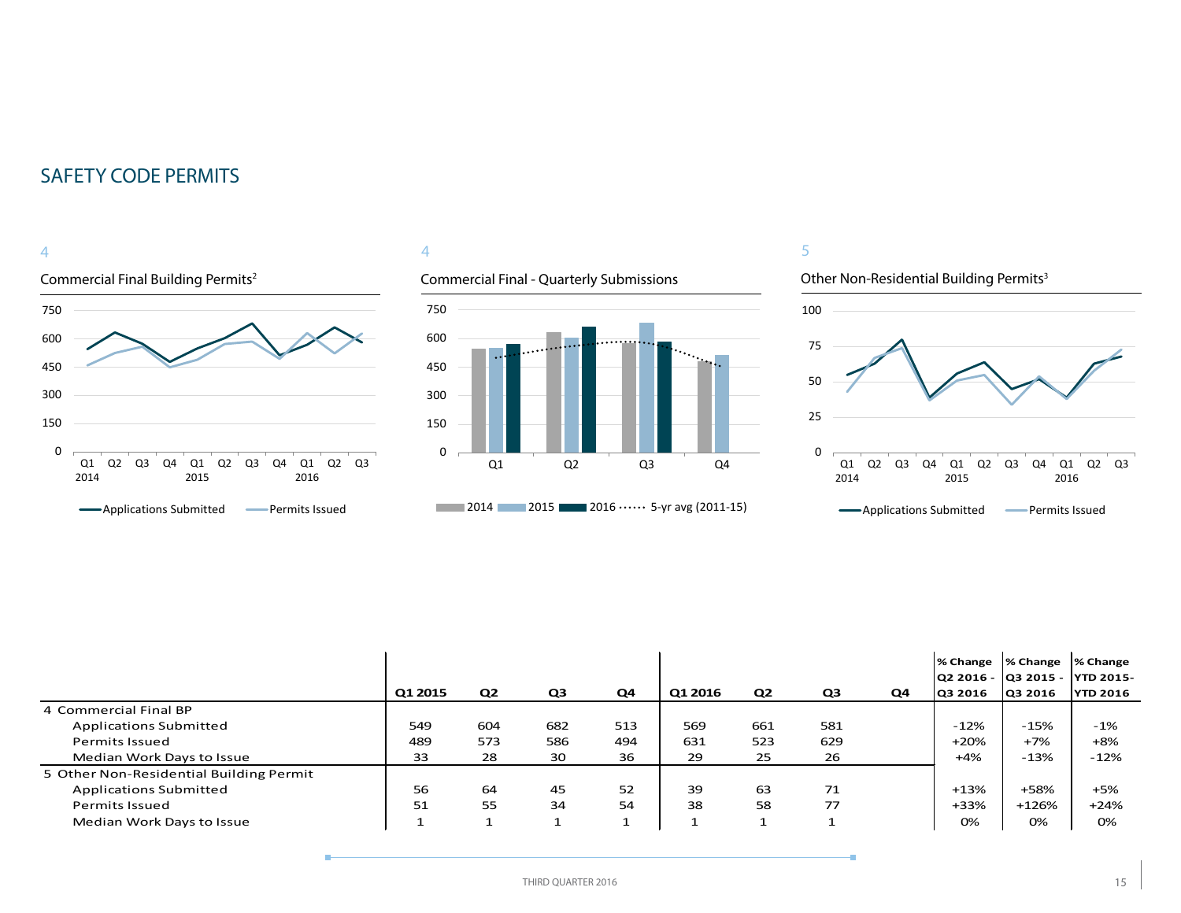## SAFETY CODE PERMITS

4

Commercial Final Building Permits[2]

750
600
450
300
150
0

Q1 Q2 Q3 Q4 Q1 Q2 Q3 Q4 Q1 Q2 Q3
2014 2015 2016

Applications Submitted
Permits Issued

4

Commercial Final - Quarterly Submissions

750
600
450
300
150
0

Q1 Q2 Q3 Q4

2014 2015 2016 5-yr avg (2011-15)

5

Other Non-Residential Building Permits[3]

100
75
50
25
0

Q1 Q2 Q3 Q4 Q1 Q2 Q3 Q4 Q1 Q2 Q3
2014 2015 2016

Applications Submitted
Permits Issued

| | Q1 2015 | Q2 | Q3 | Q4 | Q1 2016 | Q2 | Q3 | Q4 | % Change Q2 2016 - Q3 2016 | % Change Q3 2015 - Q3 2016 | % Change YTD 2015-YTD 2016 |
|---|---|---|---|---|---|---|---|---|---|---|---|
| 4 Commercial Final BP | | | | | | | | | | | |
| Applications Submitted | 549 | 604 | 682 | 513 | 569 | 661 | 581 | | -12% | -15% | -1% |
| Permits Issued | 489 | 573 | 586 | 494 | 631 | 523 | 629 | | +20% | +7% | +8% |
| Median Work Days to Issue | 33 | 28 | 30 | 36 | 29 | 25 | 26 | | +4% | -13% | -12% |
| 5 Other Non-Residential Building Permit | | | | | | | | | | | |
| Applications Submitted | 56 | 64 | 45 | 52 | 39 | 63 | 71 | | +13% | +58% | +5% |
| Permits Issued | 51 | 55 | 34 | 54 | 38 | 58 | 77 | | +33% | +126% | +24% |
| Median Work Days to Issue | 1 | 1 | 1 | 1 | 1 | 1 | 1 | | 0% | 0% | 0% |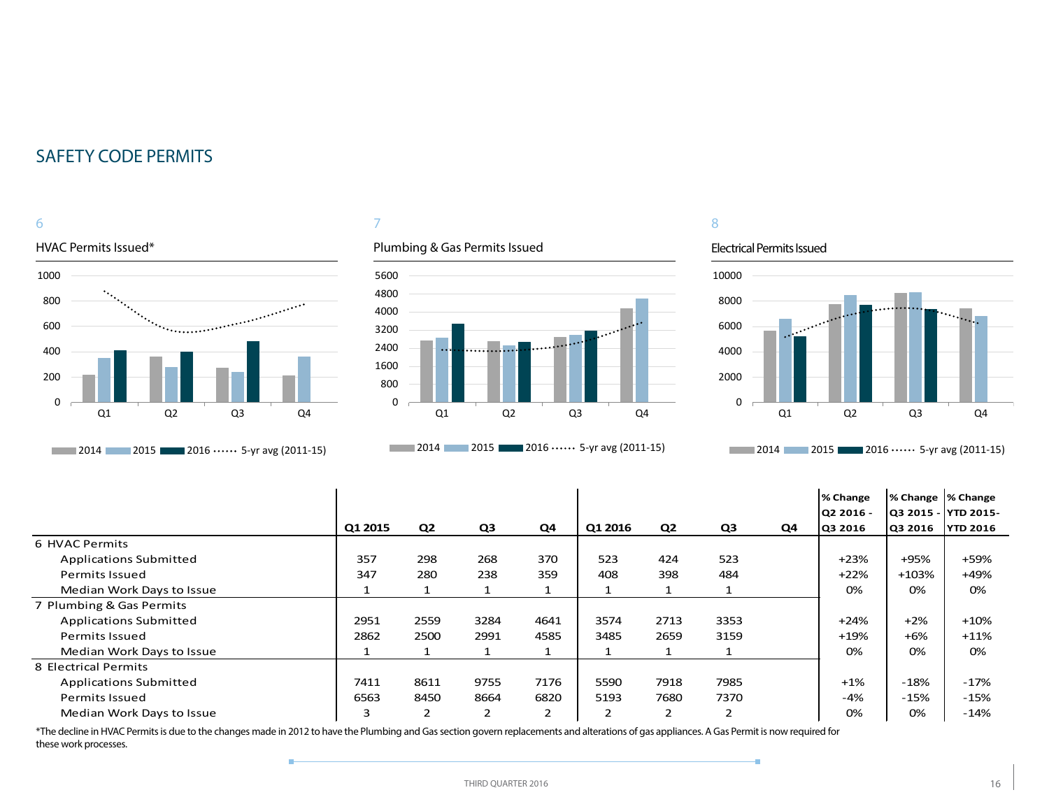## SAFETY CODE PERMITS

6

HVAC Permits Issued*

1000
800
600
400
200
0
Q1 Q2 Q3 Q4

2014 2015 2016 5-yr avg (2011-15)

7

Plumbing & Gas Permits Issued

5600
4800
4000
3200
2400
1600
800
0
Q1 Q2 Q3 Q4

2014 2015 2016 5-yr avg (2011-15)

8

Electrical Permits Issued

10000
8000
6000
4000
2000
0
Q1 Q2 Q3 Q4

2014 2015 2016 5-yr avg (2011-15)

| | Q1 2015 | Q2 | Q3 | Q4 | Q1 2016 | Q2 | Q3 | Q4 | % Change Q2 2016 - Q3 2016 | % Change Q3 2015 - Q3 2016 | % Change YTD 2015- YTD 2016 |
|---|---|---|---|---|---|---|---|---|---|---|---|
| 6 HVAC Permits | | | | | | | | | | | |
| Applications Submitted | 357 | 298 | 268 | 370 | 523 | 424 | 523 | | +23% | +95% | +59% |
| Permits Issued | 347 | 280 | 238 | 359 | 408 | 398 | 484 | | +22% | +103% | +49% |
| Median Work Days to Issue | 1 | 1 | 1 | 1 | 1 | 1 | 1 | | 0% | 0% | 0% |
| 7 Plumbing & Gas Permits | | | | | | | | | | | |
| Applications Submitted | 2951 | 2559 | 3284 | 4641 | 3574 | 2713 | 3353 | | +24% | +2% | +10% |
| Permits Issued | 2862 | 2500 | 2991 | 4585 | 3485 | 2659 | 3159 | | +19% | +6% | +11% |
| Median Work Days to Issue | 1 | 1 | 1 | 1 | 1 | 1 | 1 | | 0% | 0% | 0% |
| 8 Electrical Permits | | | | | | | | | | | |
| Applications Submitted | 7411 | 8611 | 9755 | 7176 | 5590 | 7918 | 7985 | | +1% | -18% | -17% |
| Permits Issued | 6563 | 8450 | 8664 | 6820 | 5193 | 7680 | 7370 | | -4% | -15% | -15% |
| Median Work Days to Issue | 3 | 2 | 2 | 2 | 2 | 2 | 2 | | 0% | 0% | -14% |

*The decline in HVAC Permits is due to the changes made in 2012 to have the Plumbing and Gas section govern replacements and alterations of gas appliances. A Gas Permit is now required for these work processes.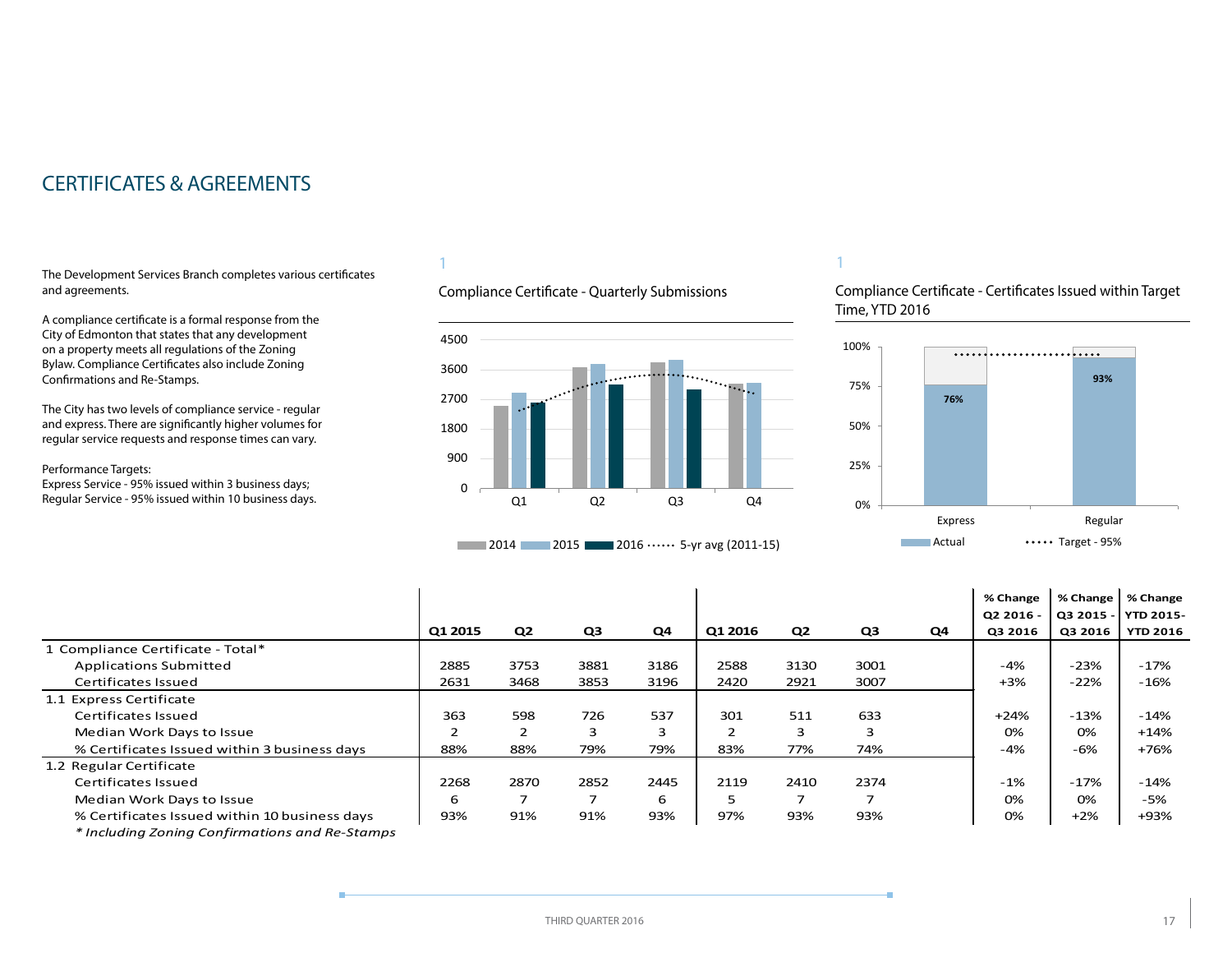# CERTIFICATES & AGREEMENTS

The Development Services Branch completes various certificates and agreements.

A compliance certificate is a formal response from the City of Edmonton that states that any development on a property meets all regulations of the Zoning Bylaw. Compliance Certificates also include Zoning Confirmations and Re-Stamps.

The City has two levels of compliance service - regular and express. There are significantly higher volumes for regular service requests and response times can vary.

Performance Targets:
Express Service - 95% issued within 3 business days;
Regular Service - 95% issued within 10 business days.

1

Compliance Certificate - Quarterly Submissions

4500
3600
2700
1800
900
0
Q1
Q2
Q3
Q4
2014
2015
2016
5-yr avg (2011-15)

1

Compliance Certificate - Certificates Issued within Target Time, YTD 2016

100%
75%
50%
25%
0%
76%
93%
Express
Regular
Actual
Target - 95%

| | Q1 2015 | Q2 | Q3 | Q4 | Q1 2016 | Q2 | Q3 | Q4 | % Change Q2 2016 - Q3 2016 | % Change Q3 2015 - Q3 2016 | % Change YTD 2015- YTD 2016 |
|---|---|---|---|---|---|---|---|---|---|---|---|
| 1 Compliance Certificate - Total* | | | | | | | | | | | |
| Applications Submitted | 2885 | 3753 | 3881 | 3186 | 2588 | 3130 | 3001 | | -4% | -23% | -17% |
| Certificates Issued | 2631 | 3468 | 3853 | 3196 | 2420 | 2921 | 3007 | | +3% | -22% | -16% |
| 1.1 Express Certificate | | | | | | | | | | | |
| Certificates Issued | 363 | 598 | 726 | 537 | 301 | 511 | 633 | | +24% | -13% | -14% |
| Median Work Days to Issue | 2 | 2 | 3 | 3 | 2 | 3 | 3 | | 0% | 0% | +14% |
| % Certificates Issued within 3 business days | 88% | 88% | 79% | 79% | 83% | 77% | 74% | | -4% | -6% | +76% |
| 1.2 Regular Certificate | | | | | | | | | | | |
| Certificates Issued | 2268 | 2870 | 2852 | 2445 | 2119 | 2410 | 2374 | | -1% | -17% | -14% |
| Median Work Days to Issue | 6 | 7 | 7 | 6 | 5 | 7 | 7 | | 0% | 0% | -5% |
| % Certificates Issued within 10 business days | 93% | 91% | 91% | 93% | 97% | 93% | 93% | | 0% | +2% | +93% |

*\* Including Zoning Confirmations and Re-Stamps*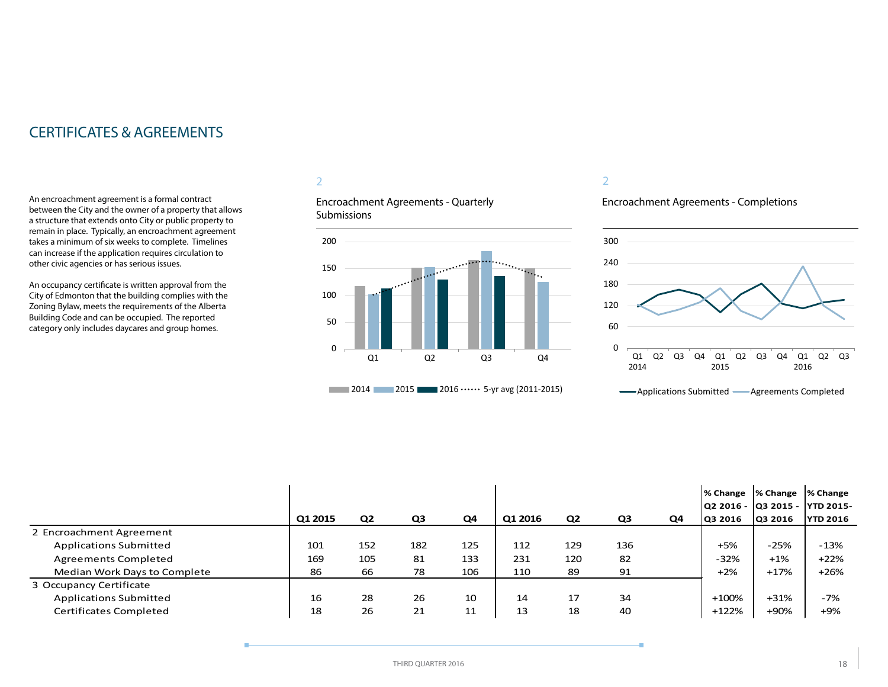# CERTIFICATES & AGREEMENTS

An encroachment agreement is a formal contract between the City and the owner of a property that allows a structure that extends onto City or public property to remain in place. Typically, an encroachment agreement takes a minimum of six weeks to complete. Timelines can increase if the application requires circulation to other civic agencies or has serious issues.

An occupancy certificate is written approval from the City of Edmonton that the building complies with the Zoning Bylaw, meets the requirements of the Alberta Building Code and can be occupied. The reported category only includes daycares and group homes.

2

Encroachment Agreements - Quarterly Submissions

200
150
100
50
0
Q1 Q2 Q3 Q4

2014 2015 2016 5-yr avg (2011-2015)

2

Encroachment Agreements - Completions

300
240
180
120
60
0
Q1 2014 Q2 Q3 Q4 Q1 2015 Q2 Q3 Q4 Q1 2016 Q2 Q3

Applications Submitted Agreements Completed

| | Q1 2015 | Q2 | Q3 | Q4 | Q1 2016 | Q2 | Q3 | Q4 | % Change Q2 2016 - Q3 2016 | % Change Q3 2015 - Q3 2016 | % Change YTD 2015- YTD 2016 |
|---|---|---|---|---|---|---|---|---|---|---|---|
| 2 Encroachment Agreement | | | | | | | | | | | |
| Applications Submitted | 101 | 152 | 182 | 125 | 112 | 129 | 136 | | +5% | -25% | -13% |
| Agreements Completed | 169 | 105 | 81 | 133 | 231 | 120 | 82 | | -32% | +1% | +22% |
| Median Work Days to Complete | 86 | 66 | 78 | 106 | 110 | 89 | 91 | | +2% | +17% | +26% |
| 3 Occupancy Certificate | | | | | | | | | | | |
| Applications Submitted | 16 | 28 | 26 | 10 | 14 | 17 | 34 | | +100% | +31% | -7% |
| Certificates Completed | 18 | 26 | 21 | 11 | 13 | 18 | 40 | | +122% | +90% | +9% |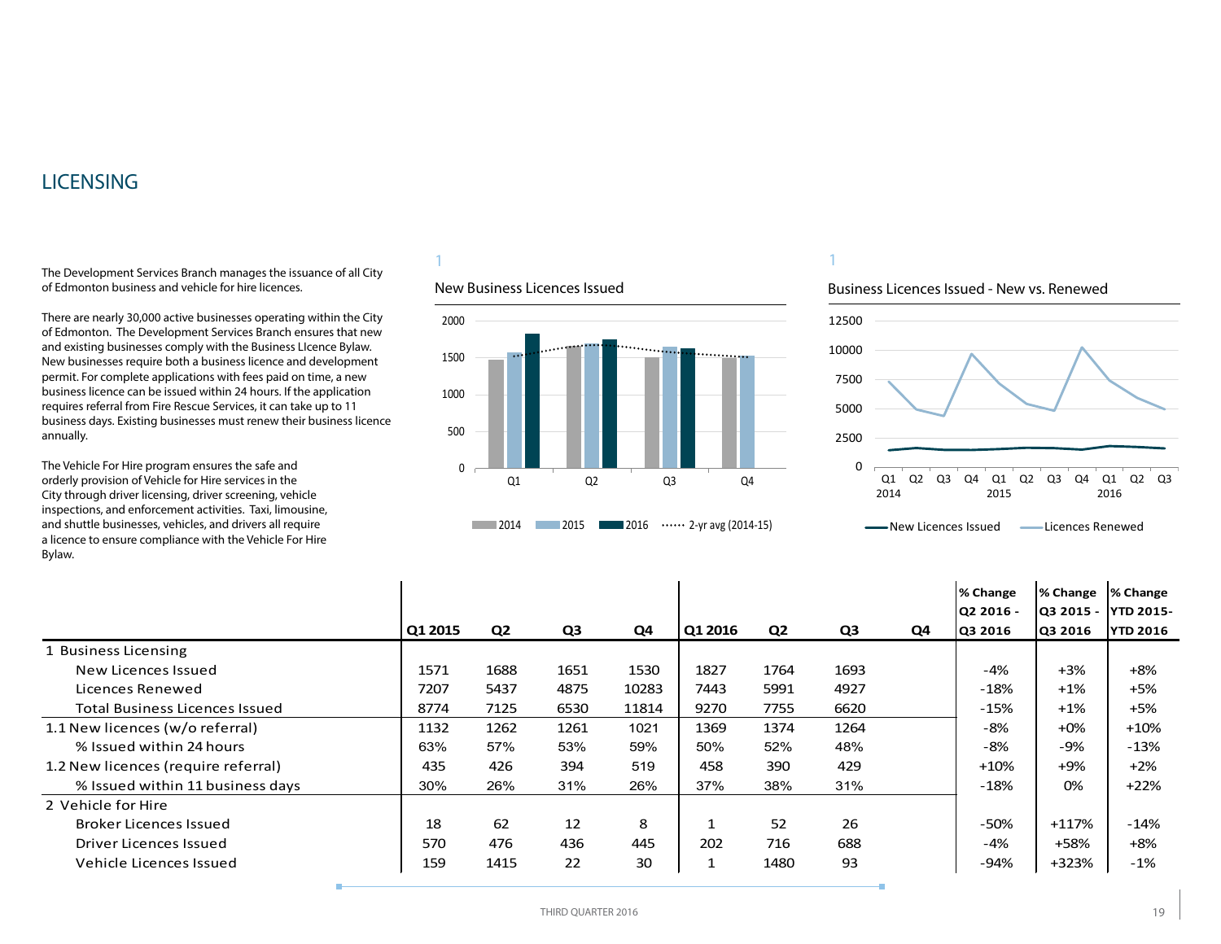# LICENSING

The Development Services Branch manages the issuance of all City of Edmonton business and vehicle for hire licences.

There are nearly 30,000 active businesses operating within the City of Edmonton. The Development Services Branch ensures that new and existing businesses comply with the Business LIcence Bylaw. New businesses require both a business licence and development permit. For complete applications with fees paid on time, a new business licence can be issued within 24 hours. If the application requires referral from Fire Rescue Services, it can take up to 11 business days. Existing businesses must renew their business licence annually.

The Vehicle For Hire program ensures the safe and orderly provision of Vehicle for Hire services in the City through driver licensing, driver screening, vehicle inspections, and enforcement activities. Taxi, limousine, and shuttle businesses, vehicles, and drivers all require a licence to ensure compliance with the Vehicle For Hire Bylaw.

1

New Business Licences Issued

2000
1500
1000
500
0

Q1 Q2 Q3 Q4

2014 2015 2016 2-yr avg (2014-15)

1

Business Licences Issued - New vs. Renewed

12500
10000
7500
5000
2500
0

Q1 2014 Q2 Q3 Q4 Q1 2015 Q2 Q3 Q4 Q1 2016 Q2 Q3

New Licences Issued Licences Renewed

| | Q1 2015 | Q2 | Q3 | Q4 | Q1 2016 | Q2 | Q3 | Q4 | % Change Q2 2016 - Q3 2016 | % Change Q3 2015 - Q3 2016 | % Change YTD 2015- YTD 2016 |
|---|---|---|---|---|---|---|---|---|---|---|---|
| 1 Business Licensing | | | | | | | | | | | |
| New Licences Issued | 1571 | 1688 | 1651 | 1530 | 1827 | 1764 | 1693 | | -4% | +3% | +8% |
| Licences Renewed | 7207 | 5437 | 4875 | 10283 | 7443 | 5991 | 4927 | | -18% | +1% | +5% |
| Total Business Licences Issued | 8774 | 7125 | 6530 | 11814 | 9270 | 7755 | 6620 | | -15% | +1% | +5% |
| 1.1 New licences (w/o referral) | 1132 | 1262 | 1261 | 1021 | 1369 | 1374 | 1264 | | -8% | +0% | +10% |
| % Issued within 24 hours | 63% | 57% | 53% | 59% | 50% | 52% | 48% | | -8% | -9% | -13% |
| 1.2 New licences (require referral) | 435 | 426 | 394 | 519 | 458 | 390 | 429 | | +10% | +9% | +2% |
| % Issued within 11 business days | 30% | 26% | 31% | 26% | 37% | 38% | 31% | | -18% | 0% | +22% |
| 2 Vehicle for Hire | | | | | | | | | | | |
| Broker Licences Issued | 18 | 62 | 12 | 8 | 1 | 52 | 26 | | -50% | +117% | -14% |
| Driver Licences Issued | 570 | 476 | 436 | 445 | 202 | 716 | 688 | | -4% | +58% | +8% |
| Vehicle Licences Issued | 159 | 1415 | 22 | 30 | 1 | 1480 | 93 | | -94% | +323% | -1% |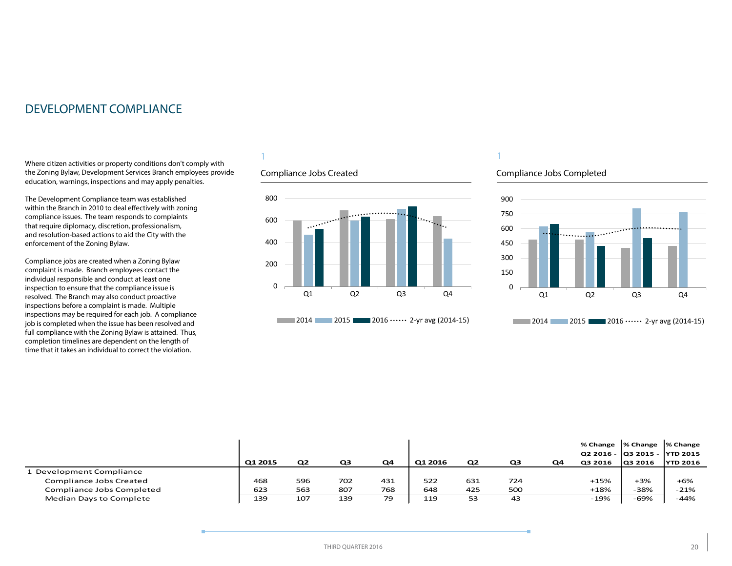# DEVELOPMENT COMPLIANCE

Where citizen activities or property conditions don't comply with the Zoning Bylaw, Development Services Branch employees provide education, warnings, inspections and may apply penalties.

The Development Compliance team was established within the Branch in 2010 to deal effectively with zoning compliance issues. The team responds to complaints that require diplomacy, discretion, professionalism, and resolution-based actions to aid the City with the enforcement of the Zoning Bylaw.

Compliance jobs are created when a Zoning Bylaw complaint is made. Branch employees contact the individual responsible and conduct at least one inspection to ensure that the compliance issue is resolved. The Branch may also conduct proactive inspections before a complaint is made. Multiple inspections may be required for each job. A compliance job is completed when the issue has been resolved and full compliance with the Zoning Bylaw is attained. Thus, completion timelines are dependent on the length of time that it takes an individual to correct the violation.

1

Compliance Jobs Created

800
600
400
200
0
Q1 Q2 Q3 Q4

2014 2015 2016 2-yr avg (2014-15)

1

Compliance Jobs Completed

900
750
600
450
300
150
0
Q1 Q2 Q3 Q4

2014 2015 2016 2-yr avg (2014-15)

| | Q1 2015 | Q2 | Q3 | Q4 | Q1 2016 | Q2 | Q3 | Q4 | % Change Q2 2016 - Q3 2016 | % Change Q3 2015 - Q3 2016 | % Change YTD 2015 YTD 2016 |
|---|---|---|---|---|---|---|---|---|---|---|---|
| 1 Development Compliance | | | | | | | | | | | |
| Compliance Jobs Created | 468 | 596 | 702 | 431 | 522 | 631 | 724 | | +15% | +3% | +6% |
| Compliance Jobs Completed | 623 | 563 | 807 | 768 | 648 | 425 | 500 | | +18% | -38% | -21% |
| Median Days to Complete | 139 | 107 | 139 | 79 | 119 | 53 | 43 | | -19% | -69% | -44% |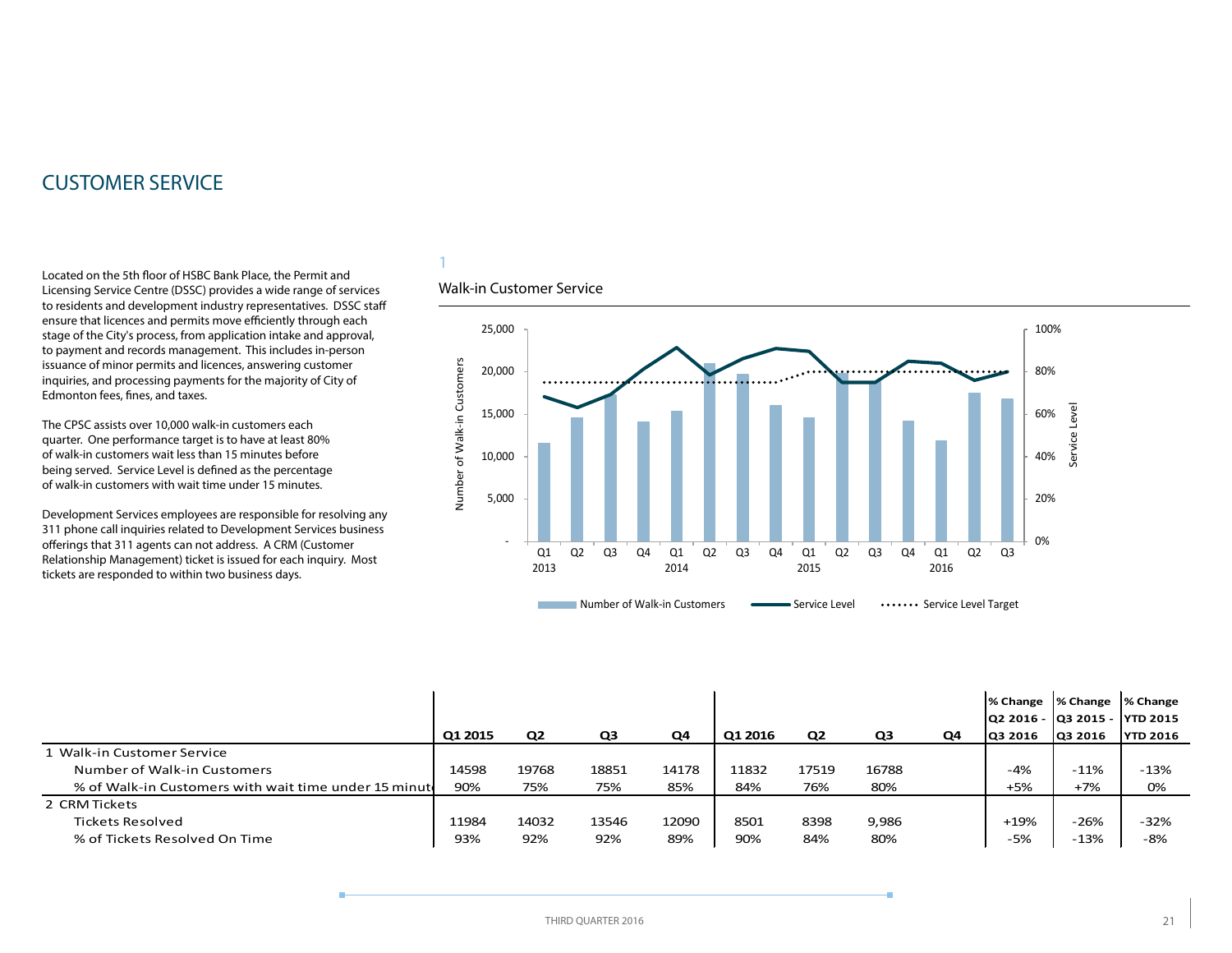# CUSTOMER SERVICE

Located on the 5th floor of HSBC Bank Place, the Permit and Licensing Service Centre (DSSC) provides a wide range of services to residents and development industry representatives. DSSC staff ensure that licences and permits move efficiently through each stage of the City's process, from application intake and approval, to payment and records management. This includes in-person issuance of minor permits and licences, answering customer inquiries, and processing payments for the majority of City of Edmonton fees, fines, and taxes.

The CPSC assists over 10,000 walk-in customers each quarter. One performance target is to have at least 80% of walk-in customers wait less than 15 minutes before being served. Service Level is defined as the percentage of walk-in customers with wait time under 15 minutes.

Development Services employees are responsible for resolving any 311 phone call inquiries related to Development Services business offerings that 311 agents can not address. A CRM (Customer Relationship Management) ticket is issued for each inquiry. Most tickets are responded to within two business days.

1

Walk-in Customer Service

Number of Walk-in Customers

25,000
20,000
15,000
10,000
5,000
-

Service Level

100%
80%
60%
40%
20%
0%

Q1 2013, Q2, Q3, Q4, Q1 2014, Q2, Q3, Q4, Q1 2015, Q2, Q3, Q4, Q1 2016, Q2, Q3

Number of Walk-in Customers — Service Level — Service Level Target

| | Q1 2015 | Q2 | Q3 | Q4 | Q1 2016 | Q2 | Q3 | Q4 | % Change Q2 2016 - Q3 2016 | % Change Q3 2015 - Q3 2016 | % Change YTD 2015 YTD 2016 |
|---|---|---|---|---|---|---|---|---|---|---|---|
| 1 Walk-in Customer Service | | | | | | | | | | | |
| Number of Walk-in Customers | 14598 | 19768 | 18851 | 14178 | 11832 | 17519 | 16788 | | -4% | -11% | -13% |
| % of Walk-in Customers with wait time under 15 minut | 90% | 75% | 75% | 85% | 84% | 76% | 80% | | +5% | +7% | 0% |
| 2 CRM Tickets | | | | | | | | | | | |
| Tickets Resolved | 11984 | 14032 | 13546 | 12090 | 8501 | 8398 | 9,986 | | +19% | -26% | -32% |
| % of Tickets Resolved On Time | 93% | 92% | 92% | 89% | 90% | 84% | 80% | | -5% | -13% | -8% |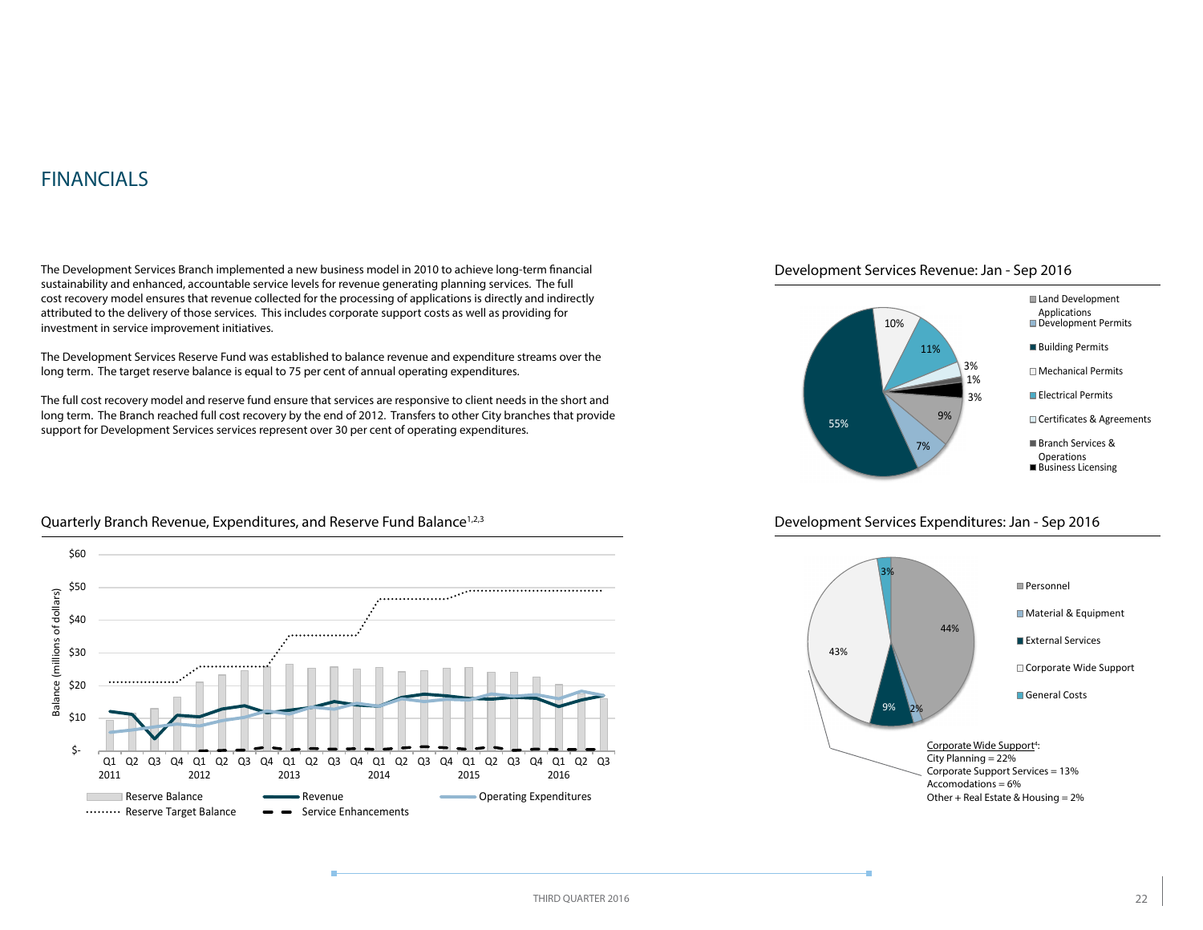# FINANCIALS

The Development Services Branch implemented a new business model in 2010 to achieve long-term financial sustainability and enhanced, accountable service levels for revenue generating planning services. The full cost recovery model ensures that revenue collected for the processing of applications is directly and indirectly attributed to the delivery of those services. This includes corporate support costs as well as providing for investment in service improvement initiatives.

The Development Services Reserve Fund was established to balance revenue and expenditure streams over the long term. The target reserve balance is equal to 75 per cent of annual operating expenditures.

The full cost recovery model and reserve fund ensure that services are responsive to client needs in the short and long term. The Branch reached full cost recovery by the end of 2012. Transfers to other City branches that provide support for Development Services services represent over 30 per cent of operating expenditures.

## Quarterly Branch Revenue, Expenditures, and Reserve Fund Balance[1,2,3]

Balance (millions of dollars)

$60
$50
$40
$30
$20
$10
$-

Q1 Q2 Q3 Q4 Q1 Q2 Q3 Q4 Q1 Q2 Q3 Q4 Q1 Q2 Q3 Q4 Q1 Q2 Q3 Q4 Q1 Q2 Q3
2011 2012 2013 2014 2015 2016

Reserve Balance
Revenue
Operating Expenditures
Reserve Target Balance
Service Enhancements

## Development Services Revenue: Jan - Sep 2016

10%
11%
3%
1%
3%
9%
7%
55%

Land Development Applications
Development Permits
Building Permits
Mechanical Permits
Electrical Permits
Certificates & Agreements
Branch Services & Operations
Business Licensing

## Development Services Expenditures: Jan - Sep 2016

3%
44%
43%
9%
2%

Personnel
Material & Equipment
External Services
Corporate Wide Support
General Costs

Corporate Wide Support[4]:
City Planning = 22%
Corporate Support Services = 13%
Accomodations = 6%
Other + Real Estate & Housing = 2%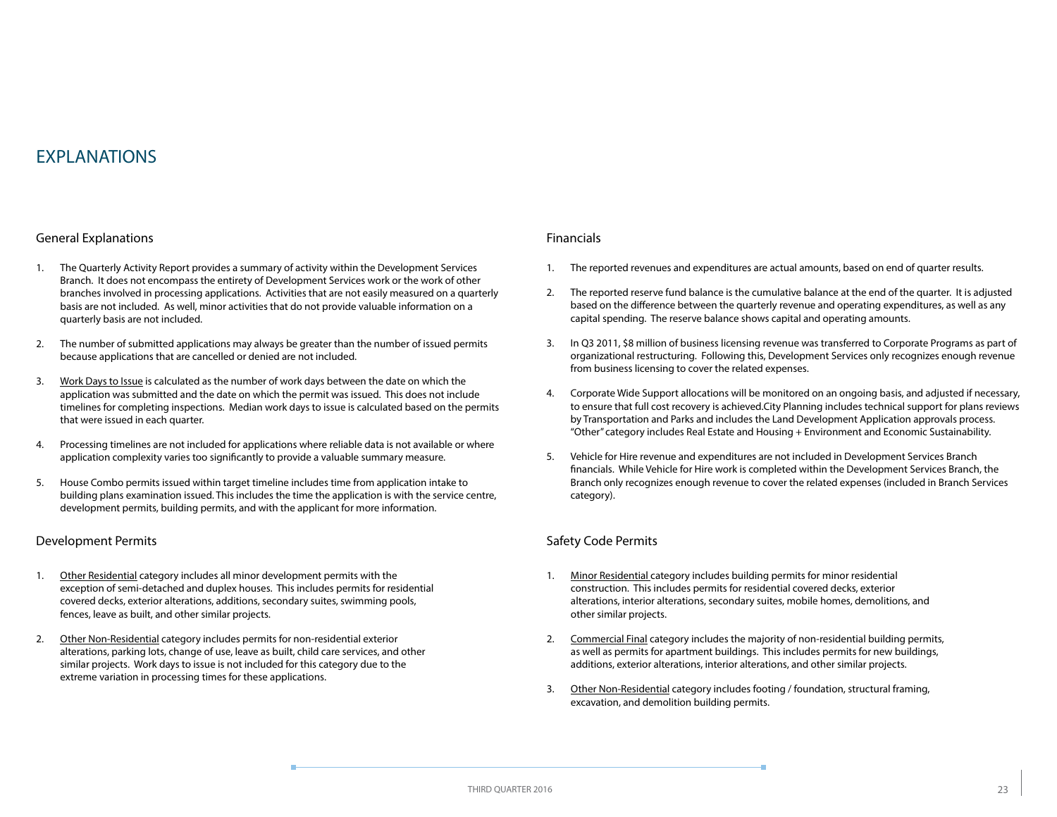# EXPLANATIONS

## General Explanations

1. The Quarterly Activity Report provides a summary of activity within the Development Services Branch. It does not encompass the entirety of Development Services work or the work of other branches involved in processing applications. Activities that are not easily measured on a quarterly basis are not included. As well, minor activities that do not provide valuable information on a quarterly basis are not included.

2. The number of submitted applications may always be greater than the number of issued permits because applications that are cancelled or denied are not included.

3. Work Days to Issue is calculated as the number of work days between the date on which the application was submitted and the date on which the permit was issued. This does not include timelines for completing inspections. Median work days to issue is calculated based on the permits that were issued in each quarter.

4. Processing timelines are not included for applications where reliable data is not available or where application complexity varies too significantly to provide a valuable summary measure.

5. House Combo permits issued within target timeline includes time from application intake to building plans examination issued. This includes the time the application is with the service centre, development permits, building permits, and with the applicant for more information.

## Development Permits

1. Other Residential category includes all minor development permits with the exception of semi-detached and duplex houses. This includes permits for residential covered decks, exterior alterations, additions, secondary suites, swimming pools, fences, leave as built, and other similar projects.

2. Other Non-Residential category includes permits for non-residential exterior alterations, parking lots, change of use, leave as built, child care services, and other similar projects. Work days to issue is not included for this category due to the extreme variation in processing times for these applications.

## Financials

1. The reported revenues and expenditures are actual amounts, based on end of quarter results.

2. The reported reserve fund balance is the cumulative balance at the end of the quarter. It is adjusted based on the difference between the quarterly revenue and operating expenditures, as well as any capital spending. The reserve balance shows capital and operating amounts.

3. In Q3 2011, $8 million of business licensing revenue was transferred to Corporate Programs as part of organizational restructuring. Following this, Development Services only recognizes enough revenue from business licensing to cover the related expenses.

4. Corporate Wide Support allocations will be monitored on an ongoing basis, and adjusted if necessary, to ensure that full cost recovery is achieved.City Planning includes technical support for plans reviews by Transportation and Parks and includes the Land Development Application approvals process. "Other" category includes Real Estate and Housing + Environment and Economic Sustainability.

5. Vehicle for Hire revenue and expenditures are not included in Development Services Branch financials. While Vehicle for Hire work is completed within the Development Services Branch, the Branch only recognizes enough revenue to cover the related expenses (included in Branch Services category).

## Safety Code Permits

1. Minor Residential category includes building permits for minor residential construction. This includes permits for residential covered decks, exterior alterations, interior alterations, secondary suites, mobile homes, demolitions, and other similar projects.

2. Commercial Final category includes the majority of non-residential building permits, as well as permits for apartment buildings. This includes permits for new buildings, additions, exterior alterations, interior alterations, and other similar projects.

3. Other Non-Residential category includes footing / foundation, structural framing, excavation, and demolition building permits.